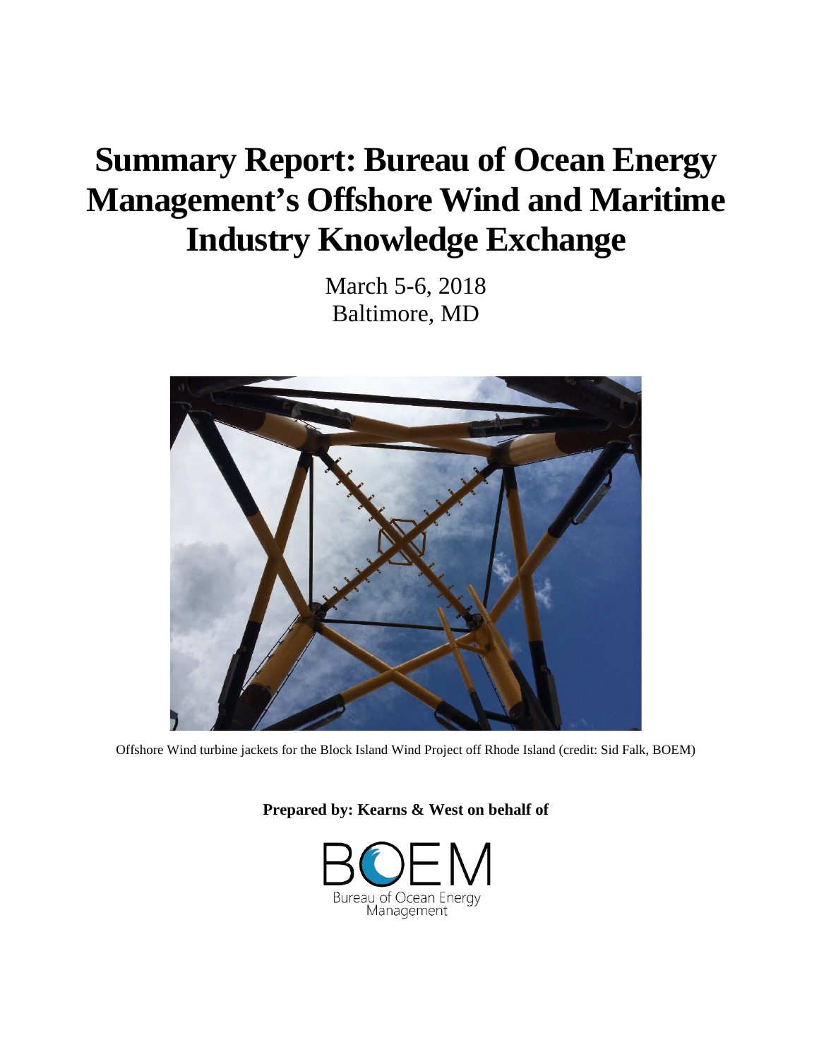# Summary Report: Bureau of Ocean Energy Management's Offshore Wind and Maritime Industry Knowledge Exchange

March 5-6, 2018
Baltimore, MD

Offshore Wind turbine jackets for the Block Island Wind Project off Rhode Island (credit: Sid Falk, BOEM)

**Prepared by: Kearns & West on behalf of**

BOEM
Bureau of Ocean Energy Management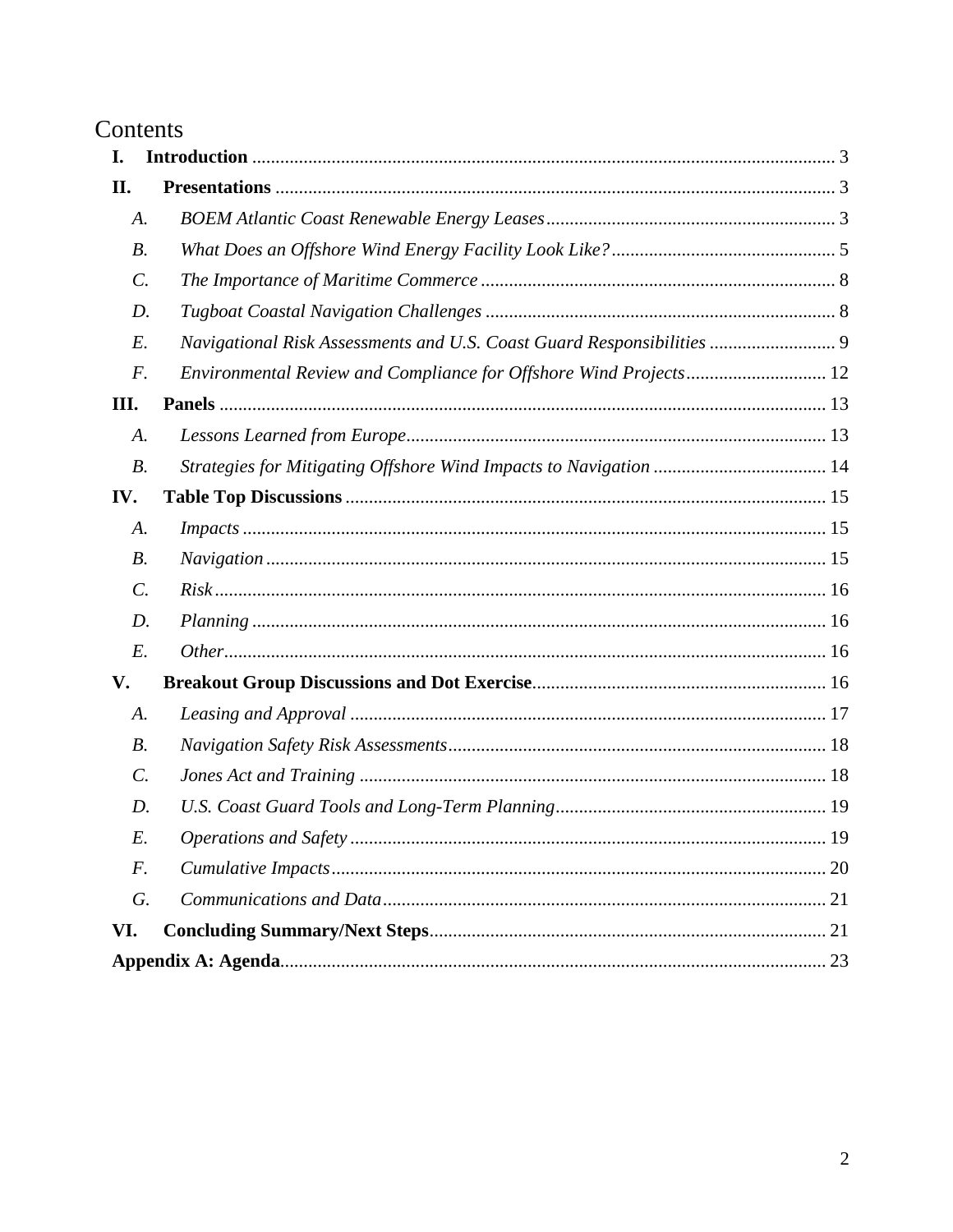# Contents

**I. Introduction** ........ 3

**II. Presentations** ........ 3

- *A. BOEM Atlantic Coast Renewable Energy Leases* ........ 3
- *B. What Does an Offshore Wind Energy Facility Look Like?* ........ 5
- *C. The Importance of Maritime Commerce* ........ 8
- *D. Tugboat Coastal Navigation Challenges* ........ 8
- *E. Navigational Risk Assessments and U.S. Coast Guard Responsibilities* ........ 9
- *F. Environmental Review and Compliance for Offshore Wind Projects* ........ 12

**III. Panels** ........ 13

- *A. Lessons Learned from Europe* ........ 13
- *B. Strategies for Mitigating Offshore Wind Impacts to Navigation* ........ 14

**IV. Table Top Discussions** ........ 15

- *A. Impacts* ........ 15
- *B. Navigation* ........ 15
- *C. Risk* ........ 16
- *D. Planning* ........ 16
- *E. Other* ........ 16

**V. Breakout Group Discussions and Dot Exercise** ........ 16

- *A. Leasing and Approval* ........ 17
- *B. Navigation Safety Risk Assessments* ........ 18
- *C. Jones Act and Training* ........ 18
- *D. U.S. Coast Guard Tools and Long-Term Planning* ........ 19
- *E. Operations and Safety* ........ 19
- *F. Cumulative Impacts* ........ 20
- *G. Communications and Data* ........ 21

**VI. Concluding Summary/Next Steps** ........ 21

**Appendix A: Agenda** ........ 23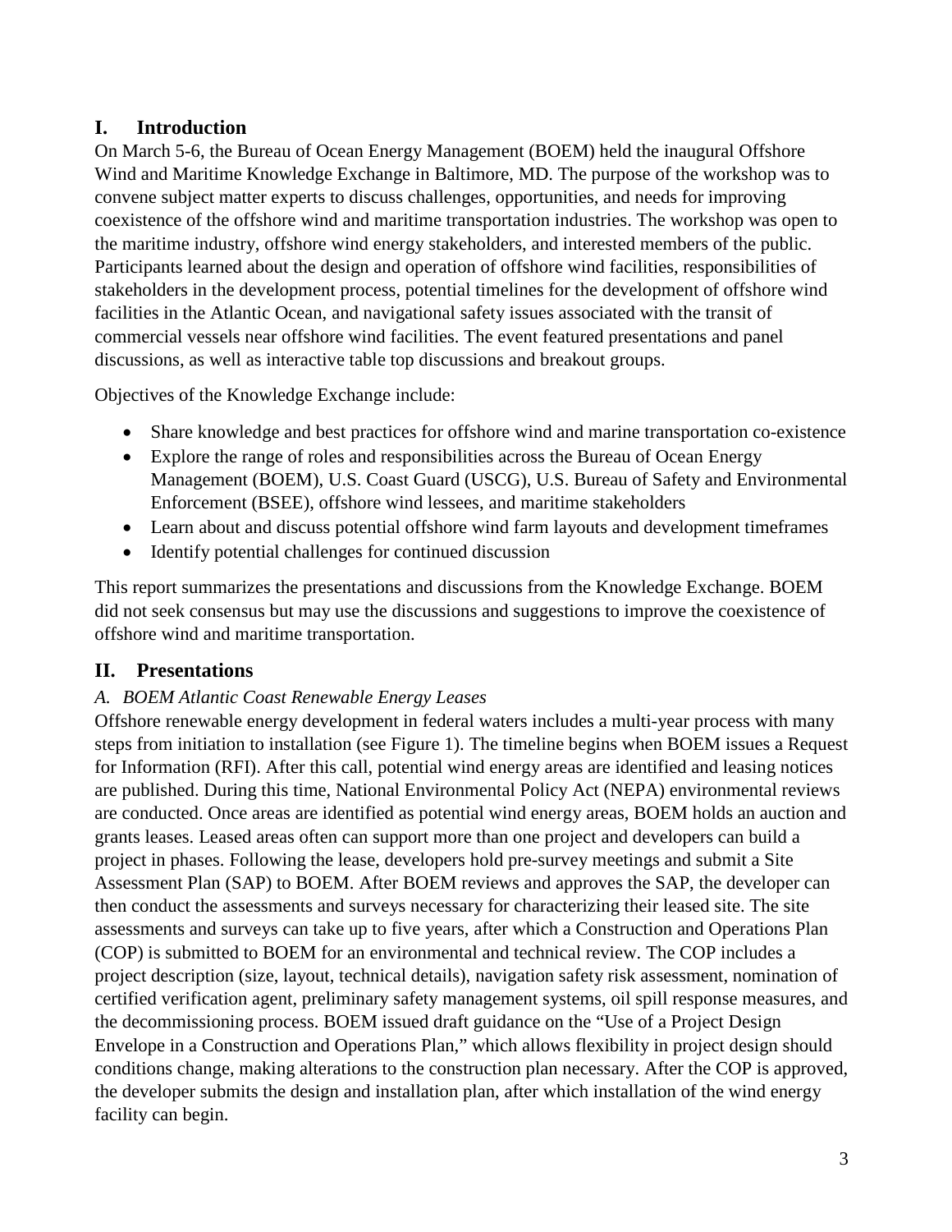## I. Introduction

On March 5-6, the Bureau of Ocean Energy Management (BOEM) held the inaugural Offshore Wind and Maritime Knowledge Exchange in Baltimore, MD. The purpose of the workshop was to convene subject matter experts to discuss challenges, opportunities, and needs for improving coexistence of the offshore wind and maritime transportation industries. The workshop was open to the maritime industry, offshore wind energy stakeholders, and interested members of the public. Participants learned about the design and operation of offshore wind facilities, responsibilities of stakeholders in the development process, potential timelines for the development of offshore wind facilities in the Atlantic Ocean, and navigational safety issues associated with the transit of commercial vessels near offshore wind facilities. The event featured presentations and panel discussions, as well as interactive table top discussions and breakout groups.

Objectives of the Knowledge Exchange include:

- Share knowledge and best practices for offshore wind and marine transportation co-existence
- Explore the range of roles and responsibilities across the Bureau of Ocean Energy Management (BOEM), U.S. Coast Guard (USCG), U.S. Bureau of Safety and Environmental Enforcement (BSEE), offshore wind lessees, and maritime stakeholders
- Learn about and discuss potential offshore wind farm layouts and development timeframes
- Identify potential challenges for continued discussion

This report summarizes the presentations and discussions from the Knowledge Exchange. BOEM did not seek consensus but may use the discussions and suggestions to improve the coexistence of offshore wind and maritime transportation.

## II. Presentations

### *A. BOEM Atlantic Coast Renewable Energy Leases*

Offshore renewable energy development in federal waters includes a multi-year process with many steps from initiation to installation (see Figure 1). The timeline begins when BOEM issues a Request for Information (RFI). After this call, potential wind energy areas are identified and leasing notices are published. During this time, National Environmental Policy Act (NEPA) environmental reviews are conducted. Once areas are identified as potential wind energy areas, BOEM holds an auction and grants leases. Leased areas often can support more than one project and developers can build a project in phases. Following the lease, developers hold pre-survey meetings and submit a Site Assessment Plan (SAP) to BOEM. After BOEM reviews and approves the SAP, the developer can then conduct the assessments and surveys necessary for characterizing their leased site. The site assessments and surveys can take up to five years, after which a Construction and Operations Plan (COP) is submitted to BOEM for an environmental and technical review. The COP includes a project description (size, layout, technical details), navigation safety risk assessment, nomination of certified verification agent, preliminary safety management systems, oil spill response measures, and the decommissioning process. BOEM issued draft guidance on the "Use of a Project Design Envelope in a Construction and Operations Plan," which allows flexibility in project design should conditions change, making alterations to the construction plan necessary. After the COP is approved, the developer submits the design and installation plan, after which installation of the wind energy facility can begin.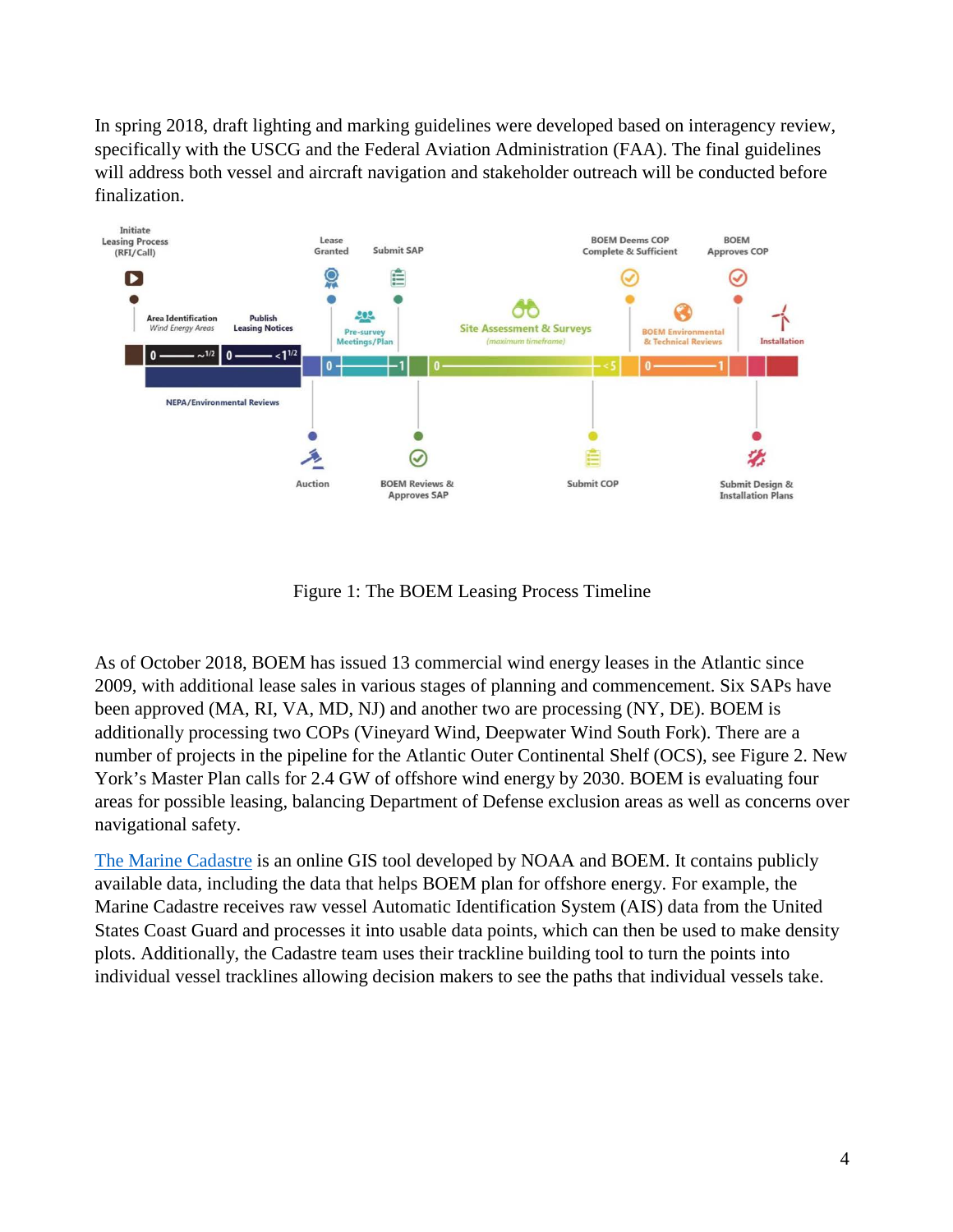In spring 2018, draft lighting and marking guidelines were developed based on interagency review, specifically with the USCG and the Federal Aviation Administration (FAA). The final guidelines will address both vessel and aircraft navigation and stakeholder outreach will be conducted before finalization.

Figure 1: The BOEM Leasing Process Timeline

As of October 2018, BOEM has issued 13 commercial wind energy leases in the Atlantic since 2009, with additional lease sales in various stages of planning and commencement. Six SAPs have been approved (MA, RI, VA, MD, NJ) and another two are processing (NY, DE). BOEM is additionally processing two COPs (Vineyard Wind, Deepwater Wind South Fork). There are a number of projects in the pipeline for the Atlantic Outer Continental Shelf (OCS), see Figure 2. New York's Master Plan calls for 2.4 GW of offshore wind energy by 2030. BOEM is evaluating four areas for possible leasing, balancing Department of Defense exclusion areas as well as concerns over navigational safety.

The Marine Cadastre is an online GIS tool developed by NOAA and BOEM. It contains publicly available data, including the data that helps BOEM plan for offshore energy. For example, the Marine Cadastre receives raw vessel Automatic Identification System (AIS) data from the United States Coast Guard and processes it into usable data points, which can then be used to make density plots. Additionally, the Cadastre team uses their trackline building tool to turn the points into individual vessel tracklines allowing decision makers to see the paths that individual vessels take.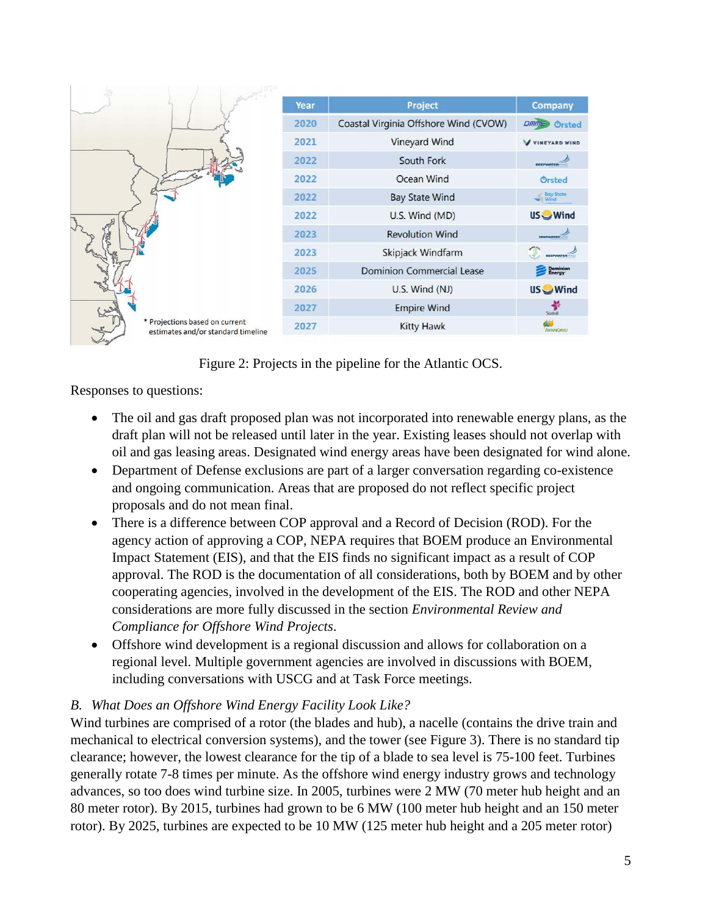| Year | Project | Company |
|---|---|---|
| 2020 | Coastal Virginia Offshore Wind (CVOW) | DMME Ørsted |
| 2021 | Vineyard Wind | Vineyard Wind |
| 2022 | South Fork | Deepwater Wind |
| 2022 | Ocean Wind | Ørsted |
| 2022 | Bay State Wind | Bay State Wind |
| 2022 | U.S. Wind (MD) | US Wind |
| 2023 | Revolution Wind | Deepwater Wind |
| 2023 | Skipjack Windfarm | Deepwater Wind |
| 2025 | Dominion Commercial Lease | Dominion Energy |
| 2026 | U.S. Wind (NJ) | US Wind |
| 2027 | Empire Wind | Statoil |
| 2027 | Kitty Hawk | Avangrid |

* Projections based on current estimates and/or standard timeline

Figure 2: Projects in the pipeline for the Atlantic OCS.

Responses to questions:

- The oil and gas draft proposed plan was not incorporated into renewable energy plans, as the draft plan will not be released until later in the year. Existing leases should not overlap with oil and gas leasing areas. Designated wind energy areas have been designated for wind alone.
- Department of Defense exclusions are part of a larger conversation regarding co-existence and ongoing communication. Areas that are proposed do not reflect specific project proposals and do not mean final.
- There is a difference between COP approval and a Record of Decision (ROD). For the agency action of approving a COP, NEPA requires that BOEM produce an Environmental Impact Statement (EIS), and that the EIS finds no significant impact as a result of COP approval. The ROD is the documentation of all considerations, both by BOEM and by other cooperating agencies, involved in the development of the EIS. The ROD and other NEPA considerations are more fully discussed in the section *Environmental Review and Compliance for Offshore Wind Projects*.
- Offshore wind development is a regional discussion and allows for collaboration on a regional level. Multiple government agencies are involved in discussions with BOEM, including conversations with USCG and at Task Force meetings.

### *B. What Does an Offshore Wind Energy Facility Look Like?*

Wind turbines are comprised of a rotor (the blades and hub), a nacelle (contains the drive train and mechanical to electrical conversion systems), and the tower (see Figure 3). There is no standard tip clearance; however, the lowest clearance for the tip of a blade to sea level is 75-100 feet. Turbines generally rotate 7-8 times per minute. As the offshore wind energy industry grows and technology advances, so too does wind turbine size. In 2005, turbines were 2 MW (70 meter hub height and an 80 meter rotor). By 2015, turbines had grown to be 6 MW (100 meter hub height and an 150 meter rotor). By 2025, turbines are expected to be 10 MW (125 meter hub height and a 205 meter rotor)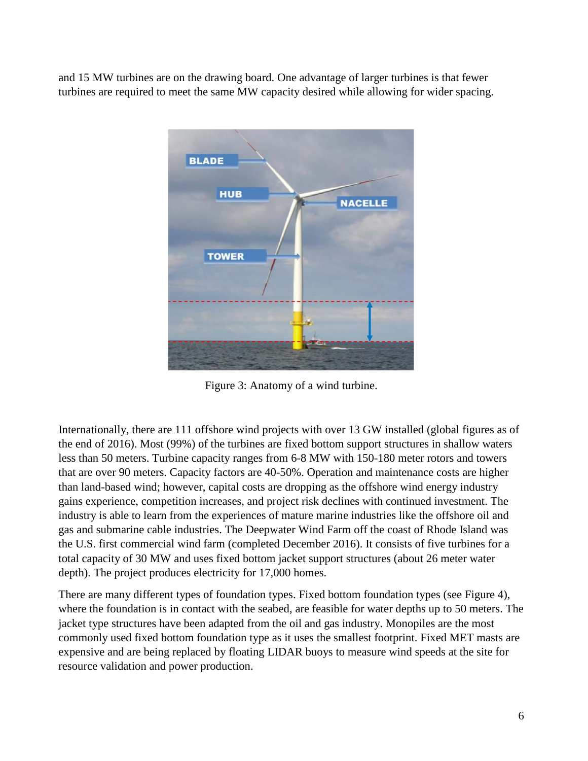and 15 MW turbines are on the drawing board. One advantage of larger turbines is that fewer turbines are required to meet the same MW capacity desired while allowing for wider spacing.

Figure 3: Anatomy of a wind turbine.

Internationally, there are 111 offshore wind projects with over 13 GW installed (global figures as of the end of 2016). Most (99%) of the turbines are fixed bottom support structures in shallow waters less than 50 meters. Turbine capacity ranges from 6-8 MW with 150-180 meter rotors and towers that are over 90 meters. Capacity factors are 40-50%. Operation and maintenance costs are higher than land-based wind; however, capital costs are dropping as the offshore wind energy industry gains experience, competition increases, and project risk declines with continued investment. The industry is able to learn from the experiences of mature marine industries like the offshore oil and gas and submarine cable industries. The Deepwater Wind Farm off the coast of Rhode Island was the U.S. first commercial wind farm (completed December 2016). It consists of five turbines for a total capacity of 30 MW and uses fixed bottom jacket support structures (about 26 meter water depth). The project produces electricity for 17,000 homes.

There are many different types of foundation types. Fixed bottom foundation types (see Figure 4), where the foundation is in contact with the seabed, are feasible for water depths up to 50 meters. The jacket type structures have been adapted from the oil and gas industry. Monopiles are the most commonly used fixed bottom foundation type as it uses the smallest footprint. Fixed MET masts are expensive and are being replaced by floating LIDAR buoys to measure wind speeds at the site for resource validation and power production.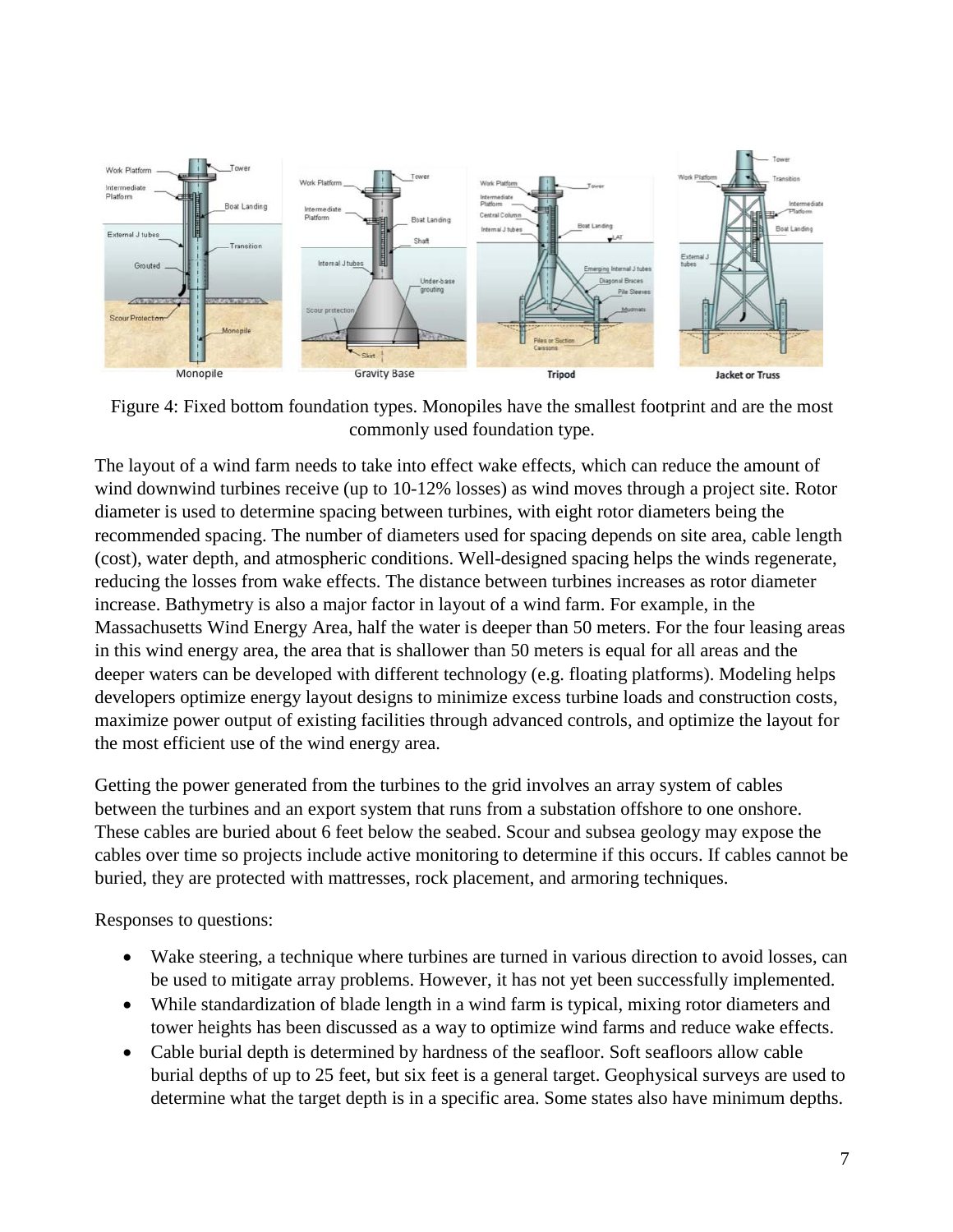Figure 4: Fixed bottom foundation types. Monopiles have the smallest footprint and are the most commonly used foundation type.

The layout of a wind farm needs to take into effect wake effects, which can reduce the amount of wind downwind turbines receive (up to 10-12% losses) as wind moves through a project site. Rotor diameter is used to determine spacing between turbines, with eight rotor diameters being the recommended spacing. The number of diameters used for spacing depends on site area, cable length (cost), water depth, and atmospheric conditions. Well-designed spacing helps the winds regenerate, reducing the losses from wake effects. The distance between turbines increases as rotor diameter increase. Bathymetry is also a major factor in layout of a wind farm. For example, in the Massachusetts Wind Energy Area, half the water is deeper than 50 meters. For the four leasing areas in this wind energy area, the area that is shallower than 50 meters is equal for all areas and the deeper waters can be developed with different technology (e.g. floating platforms). Modeling helps developers optimize energy layout designs to minimize excess turbine loads and construction costs, maximize power output of existing facilities through advanced controls, and optimize the layout for the most efficient use of the wind energy area.

Getting the power generated from the turbines to the grid involves an array system of cables between the turbines and an export system that runs from a substation offshore to one onshore. These cables are buried about 6 feet below the seabed. Scour and subsea geology may expose the cables over time so projects include active monitoring to determine if this occurs. If cables cannot be buried, they are protected with mattresses, rock placement, and armoring techniques.

Responses to questions:

- Wake steering, a technique where turbines are turned in various direction to avoid losses, can be used to mitigate array problems. However, it has not yet been successfully implemented.
- While standardization of blade length in a wind farm is typical, mixing rotor diameters and tower heights has been discussed as a way to optimize wind farms and reduce wake effects.
- Cable burial depth is determined by hardness of the seafloor. Soft seafloors allow cable burial depths of up to 25 feet, but six feet is a general target. Geophysical surveys are used to determine what the target depth is in a specific area. Some states also have minimum depths.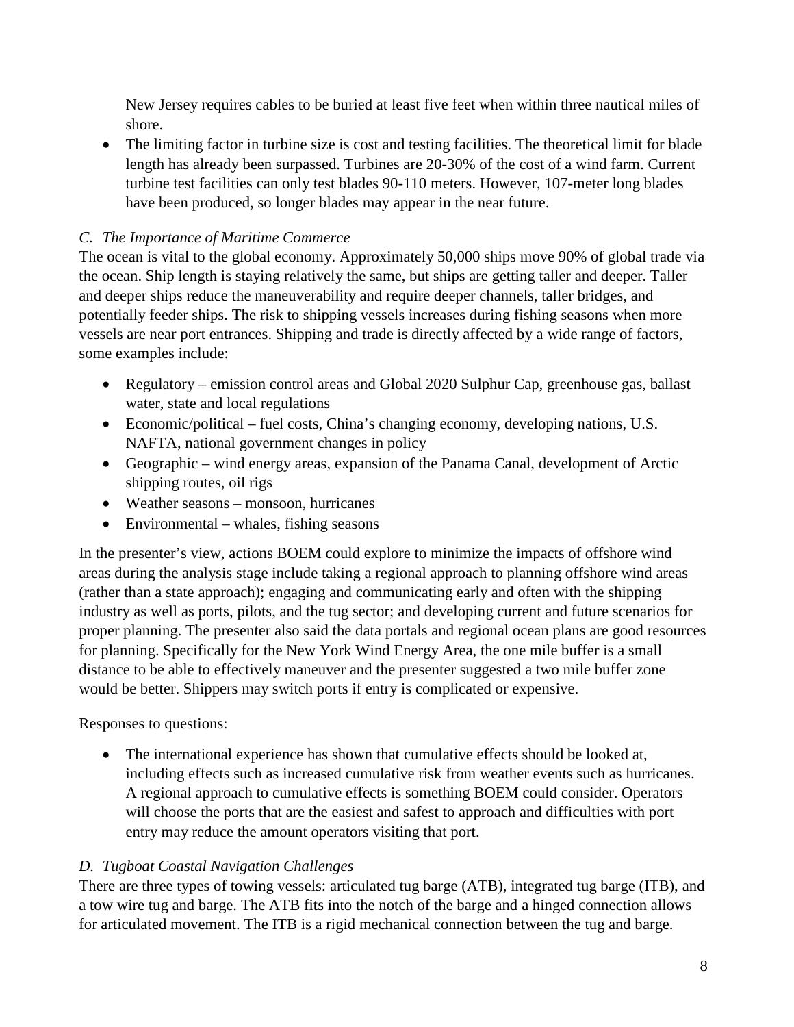New Jersey requires cables to be buried at least five feet when within three nautical miles of shore.

- The limiting factor in turbine size is cost and testing facilities. The theoretical limit for blade length has already been surpassed. Turbines are 20-30% of the cost of a wind farm. Current turbine test facilities can only test blades 90-110 meters. However, 107-meter long blades have been produced, so longer blades may appear in the near future.

### *C. The Importance of Maritime Commerce*

The ocean is vital to the global economy. Approximately 50,000 ships move 90% of global trade via the ocean. Ship length is staying relatively the same, but ships are getting taller and deeper. Taller and deeper ships reduce the maneuverability and require deeper channels, taller bridges, and potentially feeder ships. The risk to shipping vessels increases during fishing seasons when more vessels are near port entrances. Shipping and trade is directly affected by a wide range of factors, some examples include:

- Regulatory – emission control areas and Global 2020 Sulphur Cap, greenhouse gas, ballast water, state and local regulations
- Economic/political – fuel costs, China's changing economy, developing nations, U.S. NAFTA, national government changes in policy
- Geographic – wind energy areas, expansion of the Panama Canal, development of Arctic shipping routes, oil rigs
- Weather seasons – monsoon, hurricanes
- Environmental – whales, fishing seasons

In the presenter's view, actions BOEM could explore to minimize the impacts of offshore wind areas during the analysis stage include taking a regional approach to planning offshore wind areas (rather than a state approach); engaging and communicating early and often with the shipping industry as well as ports, pilots, and the tug sector; and developing current and future scenarios for proper planning. The presenter also said the data portals and regional ocean plans are good resources for planning. Specifically for the New York Wind Energy Area, the one mile buffer is a small distance to be able to effectively maneuver and the presenter suggested a two mile buffer zone would be better. Shippers may switch ports if entry is complicated or expensive.

Responses to questions:

- The international experience has shown that cumulative effects should be looked at, including effects such as increased cumulative risk from weather events such as hurricanes. A regional approach to cumulative effects is something BOEM could consider. Operators will choose the ports that are the easiest and safest to approach and difficulties with port entry may reduce the amount operators visiting that port.

### *D. Tugboat Coastal Navigation Challenges*

There are three types of towing vessels: articulated tug barge (ATB), integrated tug barge (ITB), and a tow wire tug and barge. The ATB fits into the notch of the barge and a hinged connection allows for articulated movement. The ITB is a rigid mechanical connection between the tug and barge.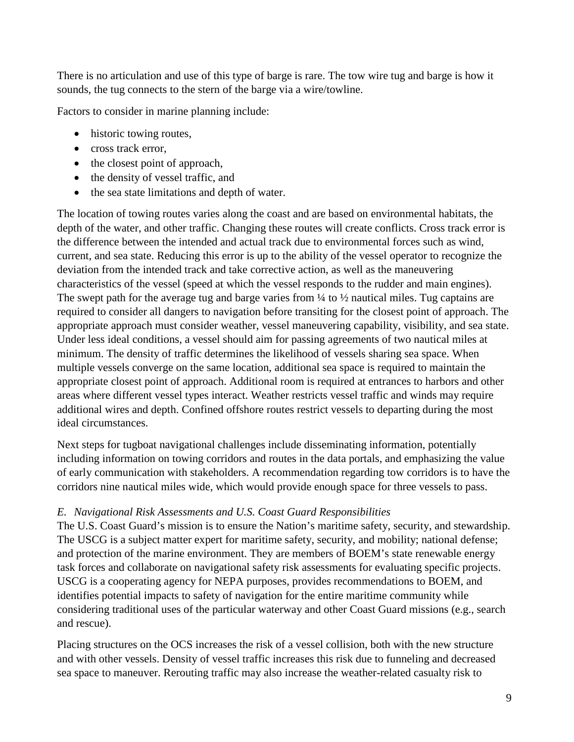There is no articulation and use of this type of barge is rare. The tow wire tug and barge is how it sounds, the tug connects to the stern of the barge via a wire/towline.

Factors to consider in marine planning include:

- historic towing routes,
- cross track error,
- the closest point of approach,
- the density of vessel traffic, and
- the sea state limitations and depth of water.

The location of towing routes varies along the coast and are based on environmental habitats, the depth of the water, and other traffic. Changing these routes will create conflicts. Cross track error is the difference between the intended and actual track due to environmental forces such as wind, current, and sea state. Reducing this error is up to the ability of the vessel operator to recognize the deviation from the intended track and take corrective action, as well as the maneuvering characteristics of the vessel (speed at which the vessel responds to the rudder and main engines). The swept path for the average tug and barge varies from ¼ to ½ nautical miles. Tug captains are required to consider all dangers to navigation before transiting for the closest point of approach. The appropriate approach must consider weather, vessel maneuvering capability, visibility, and sea state. Under less ideal conditions, a vessel should aim for passing agreements of two nautical miles at minimum. The density of traffic determines the likelihood of vessels sharing sea space. When multiple vessels converge on the same location, additional sea space is required to maintain the appropriate closest point of approach. Additional room is required at entrances to harbors and other areas where different vessel types interact. Weather restricts vessel traffic and winds may require additional wires and depth. Confined offshore routes restrict vessels to departing during the most ideal circumstances.

Next steps for tugboat navigational challenges include disseminating information, potentially including information on towing corridors and routes in the data portals, and emphasizing the value of early communication with stakeholders. A recommendation regarding tow corridors is to have the corridors nine nautical miles wide, which would provide enough space for three vessels to pass.

### *E. Navigational Risk Assessments and U.S. Coast Guard Responsibilities*

The U.S. Coast Guard's mission is to ensure the Nation's maritime safety, security, and stewardship. The USCG is a subject matter expert for maritime safety, security, and mobility; national defense; and protection of the marine environment. They are members of BOEM's state renewable energy task forces and collaborate on navigational safety risk assessments for evaluating specific projects. USCG is a cooperating agency for NEPA purposes, provides recommendations to BOEM, and identifies potential impacts to safety of navigation for the entire maritime community while considering traditional uses of the particular waterway and other Coast Guard missions (e.g., search and rescue).

Placing structures on the OCS increases the risk of a vessel collision, both with the new structure and with other vessels. Density of vessel traffic increases this risk due to funneling and decreased sea space to maneuver. Rerouting traffic may also increase the weather-related casualty risk to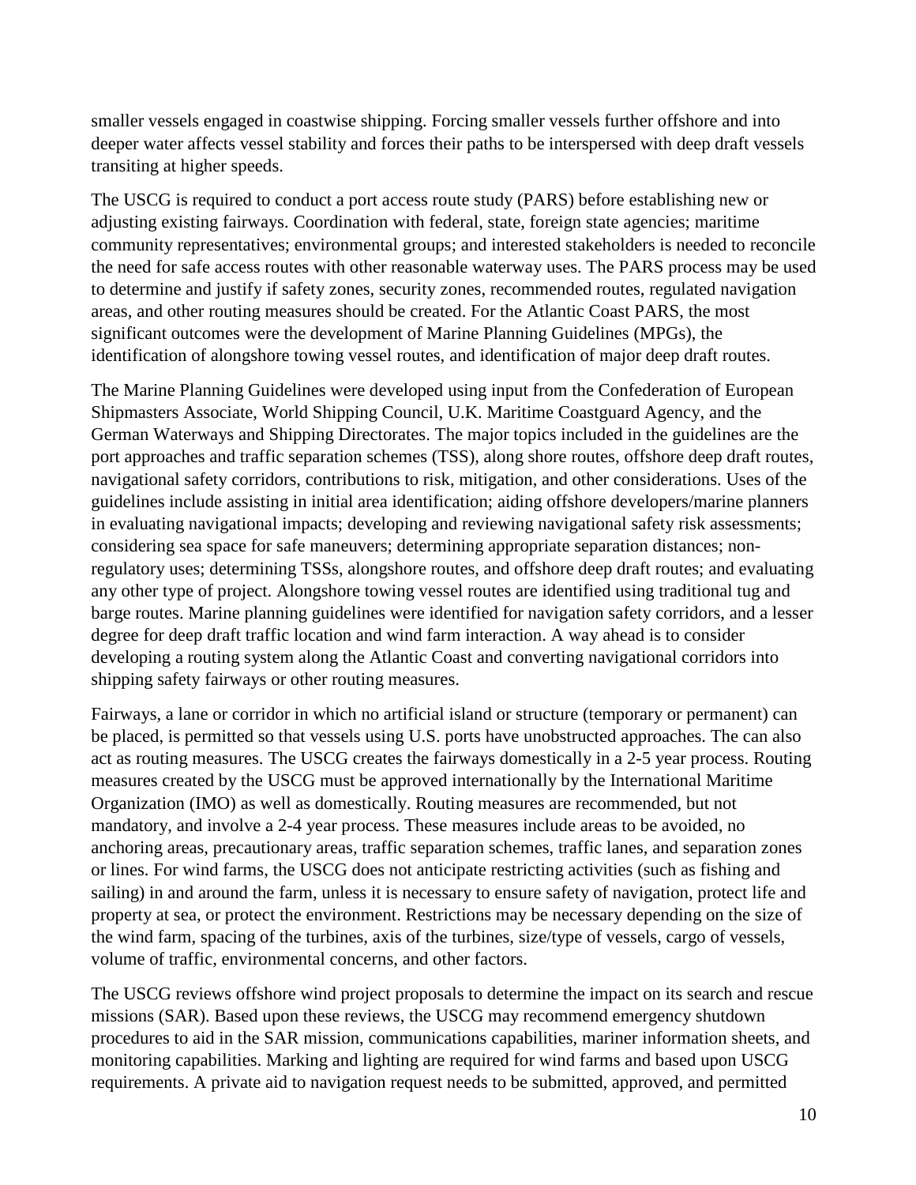smaller vessels engaged in coastwise shipping. Forcing smaller vessels further offshore and into deeper water affects vessel stability and forces their paths to be interspersed with deep draft vessels transiting at higher speeds.

The USCG is required to conduct a port access route study (PARS) before establishing new or adjusting existing fairways. Coordination with federal, state, foreign state agencies; maritime community representatives; environmental groups; and interested stakeholders is needed to reconcile the need for safe access routes with other reasonable waterway uses. The PARS process may be used to determine and justify if safety zones, security zones, recommended routes, regulated navigation areas, and other routing measures should be created. For the Atlantic Coast PARS, the most significant outcomes were the development of Marine Planning Guidelines (MPGs), the identification of alongshore towing vessel routes, and identification of major deep draft routes.

The Marine Planning Guidelines were developed using input from the Confederation of European Shipmasters Associate, World Shipping Council, U.K. Maritime Coastguard Agency, and the German Waterways and Shipping Directorates. The major topics included in the guidelines are the port approaches and traffic separation schemes (TSS), along shore routes, offshore deep draft routes, navigational safety corridors, contributions to risk, mitigation, and other considerations. Uses of the guidelines include assisting in initial area identification; aiding offshore developers/marine planners in evaluating navigational impacts; developing and reviewing navigational safety risk assessments; considering sea space for safe maneuvers; determining appropriate separation distances; non-regulatory uses; determining TSSs, alongshore routes, and offshore deep draft routes; and evaluating any other type of project. Alongshore towing vessel routes are identified using traditional tug and barge routes. Marine planning guidelines were identified for navigation safety corridors, and a lesser degree for deep draft traffic location and wind farm interaction. A way ahead is to consider developing a routing system along the Atlantic Coast and converting navigational corridors into shipping safety fairways or other routing measures.

Fairways, a lane or corridor in which no artificial island or structure (temporary or permanent) can be placed, is permitted so that vessels using U.S. ports have unobstructed approaches. The can also act as routing measures. The USCG creates the fairways domestically in a 2-5 year process. Routing measures created by the USCG must be approved internationally by the International Maritime Organization (IMO) as well as domestically. Routing measures are recommended, but not mandatory, and involve a 2-4 year process. These measures include areas to be avoided, no anchoring areas, precautionary areas, traffic separation schemes, traffic lanes, and separation zones or lines. For wind farms, the USCG does not anticipate restricting activities (such as fishing and sailing) in and around the farm, unless it is necessary to ensure safety of navigation, protect life and property at sea, or protect the environment. Restrictions may be necessary depending on the size of the wind farm, spacing of the turbines, axis of the turbines, size/type of vessels, cargo of vessels, volume of traffic, environmental concerns, and other factors.

The USCG reviews offshore wind project proposals to determine the impact on its search and rescue missions (SAR). Based upon these reviews, the USCG may recommend emergency shutdown procedures to aid in the SAR mission, communications capabilities, mariner information sheets, and monitoring capabilities. Marking and lighting are required for wind farms and based upon USCG requirements. A private aid to navigation request needs to be submitted, approved, and permitted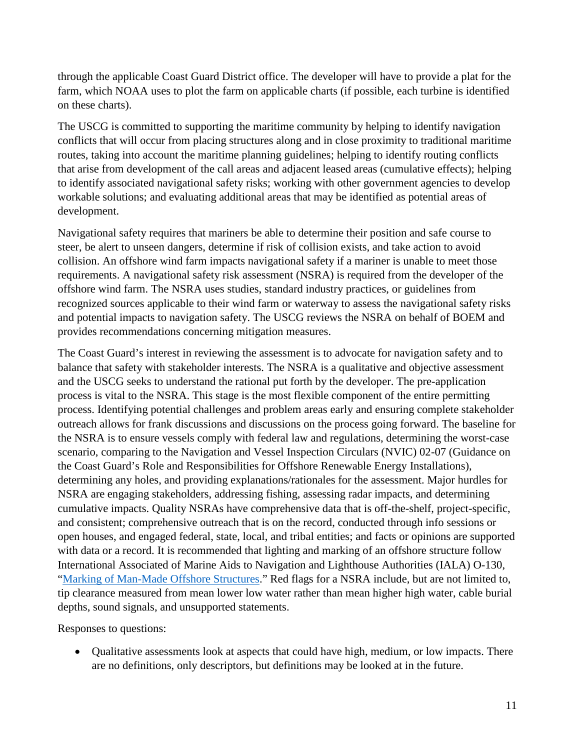through the applicable Coast Guard District office. The developer will have to provide a plat for the farm, which NOAA uses to plot the farm on applicable charts (if possible, each turbine is identified on these charts).

The USCG is committed to supporting the maritime community by helping to identify navigation conflicts that will occur from placing structures along and in close proximity to traditional maritime routes, taking into account the maritime planning guidelines; helping to identify routing conflicts that arise from development of the call areas and adjacent leased areas (cumulative effects); helping to identify associated navigational safety risks; working with other government agencies to develop workable solutions; and evaluating additional areas that may be identified as potential areas of development.

Navigational safety requires that mariners be able to determine their position and safe course to steer, be alert to unseen dangers, determine if risk of collision exists, and take action to avoid collision. An offshore wind farm impacts navigational safety if a mariner is unable to meet those requirements. A navigational safety risk assessment (NSRA) is required from the developer of the offshore wind farm. The NSRA uses studies, standard industry practices, or guidelines from recognized sources applicable to their wind farm or waterway to assess the navigational safety risks and potential impacts to navigation safety. The USCG reviews the NSRA on behalf of BOEM and provides recommendations concerning mitigation measures.

The Coast Guard's interest in reviewing the assessment is to advocate for navigation safety and to balance that safety with stakeholder interests. The NSRA is a qualitative and objective assessment and the USCG seeks to understand the rational put forth by the developer. The pre-application process is vital to the NSRA. This stage is the most flexible component of the entire permitting process. Identifying potential challenges and problem areas early and ensuring complete stakeholder outreach allows for frank discussions and discussions on the process going forward. The baseline for the NSRA is to ensure vessels comply with federal law and regulations, determining the worst-case scenario, comparing to the Navigation and Vessel Inspection Circulars (NVIC) 02-07 (Guidance on the Coast Guard's Role and Responsibilities for Offshore Renewable Energy Installations), determining any holes, and providing explanations/rationales for the assessment. Major hurdles for NSRA are engaging stakeholders, addressing fishing, assessing radar impacts, and determining cumulative impacts. Quality NSRAs have comprehensive data that is off-the-shelf, project-specific, and consistent; comprehensive outreach that is on the record, conducted through info sessions or open houses, and engaged federal, state, local, and tribal entities; and facts or opinions are supported with data or a record. It is recommended that lighting and marking of an offshore structure follow International Associated of Marine Aids to Navigation and Lighthouse Authorities (IALA) O-130, "Marking of Man-Made Offshore Structures." Red flags for a NSRA include, but are not limited to, tip clearance measured from mean lower low water rather than mean higher high water, cable burial depths, sound signals, and unsupported statements.

Responses to questions:

- Qualitative assessments look at aspects that could have high, medium, or low impacts. There are no definitions, only descriptors, but definitions may be looked at in the future.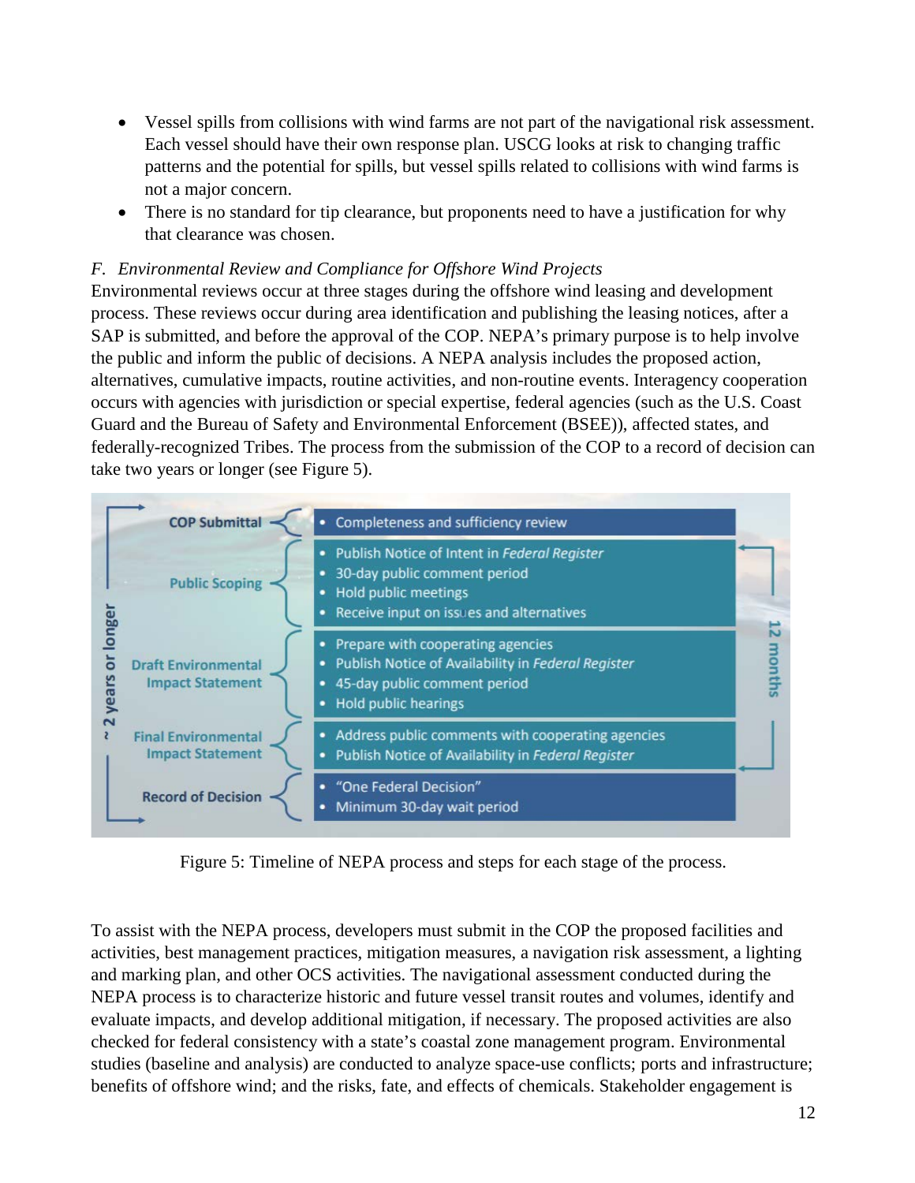- Vessel spills from collisions with wind farms are not part of the navigational risk assessment. Each vessel should have their own response plan. USCG looks at risk to changing traffic patterns and the potential for spills, but vessel spills related to collisions with wind farms is not a major concern.
- There is no standard for tip clearance, but proponents need to have a justification for why that clearance was chosen.

*F. Environmental Review and Compliance for Offshore Wind Projects*

Environmental reviews occur at three stages during the offshore wind leasing and development process. These reviews occur during area identification and publishing the leasing notices, after a SAP is submitted, and before the approval of the COP. NEPA's primary purpose is to help involve the public and inform the public of decisions. A NEPA analysis includes the proposed action, alternatives, cumulative impacts, routine activities, and non-routine events. Interagency cooperation occurs with agencies with jurisdiction or special expertise, federal agencies (such as the U.S. Coast Guard and the Bureau of Safety and Environmental Enforcement (BSEE)), affected states, and federally-recognized Tribes. The process from the submission of the COP to a record of decision can take two years or longer (see Figure 5).

| Stage | Steps |
|---|---|
| COP Submittal | • Completeness and sufficiency review |
| Public Scoping | • Publish Notice of Intent in *Federal Register*<br>• 30-day public comment period<br>• Hold public meetings<br>• Receive input on issues and alternatives |
| Draft Environmental Impact Statement | • Prepare with cooperating agencies<br>• Publish Notice of Availability in *Federal Register*<br>• 45-day public comment period<br>• Hold public hearings |
| Final Environmental Impact Statement | • Address public comments with cooperating agencies<br>• Publish Notice of Availability in *Federal Register* |
| Record of Decision | • "One Federal Decision"<br>• Minimum 30-day wait period |

(~ 2 years or longer overall; 12 months from Public Scoping through Final Environmental Impact Statement)

Figure 5: Timeline of NEPA process and steps for each stage of the process.

To assist with the NEPA process, developers must submit in the COP the proposed facilities and activities, best management practices, mitigation measures, a navigation risk assessment, a lighting and marking plan, and other OCS activities. The navigational assessment conducted during the NEPA process is to characterize historic and future vessel transit routes and volumes, identify and evaluate impacts, and develop additional mitigation, if necessary. The proposed activities are also checked for federal consistency with a state's coastal zone management program. Environmental studies (baseline and analysis) are conducted to analyze space-use conflicts; ports and infrastructure; benefits of offshore wind; and the risks, fate, and effects of chemicals. Stakeholder engagement is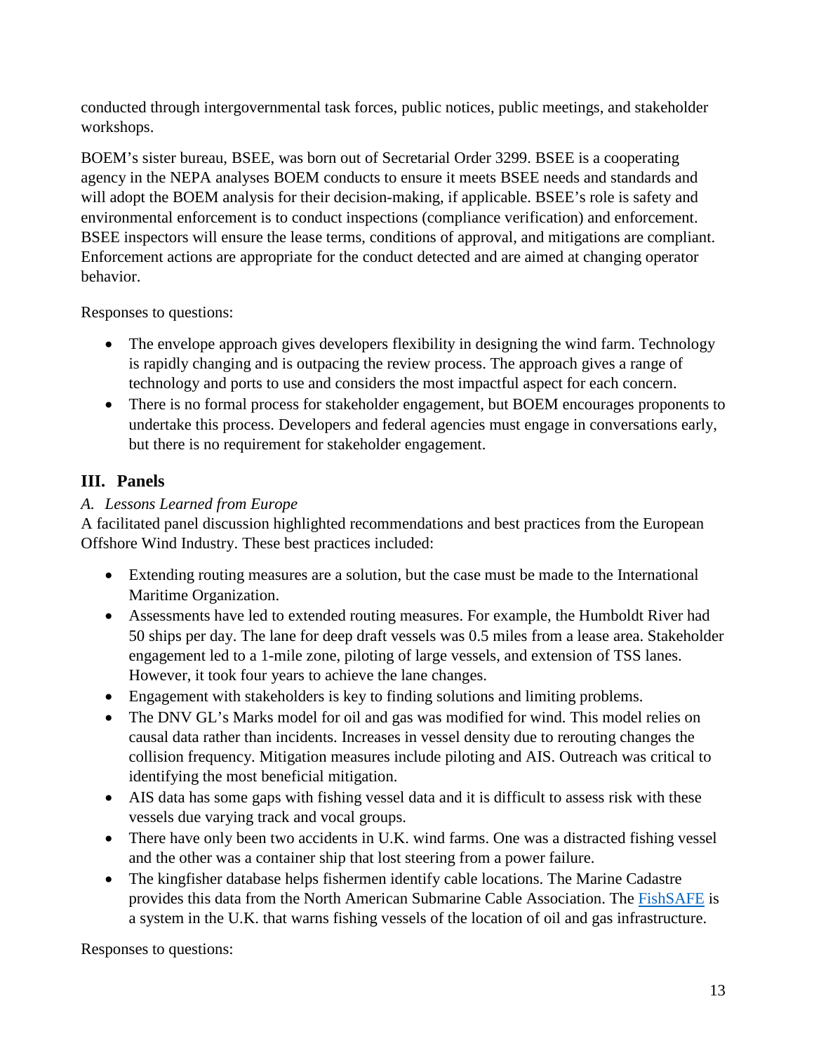conducted through intergovernmental task forces, public notices, public meetings, and stakeholder workshops.

BOEM's sister bureau, BSEE, was born out of Secretarial Order 3299. BSEE is a cooperating agency in the NEPA analyses BOEM conducts to ensure it meets BSEE needs and standards and will adopt the BOEM analysis for their decision-making, if applicable. BSEE's role is safety and environmental enforcement is to conduct inspections (compliance verification) and enforcement. BSEE inspectors will ensure the lease terms, conditions of approval, and mitigations are compliant. Enforcement actions are appropriate for the conduct detected and are aimed at changing operator behavior.

Responses to questions:

- The envelope approach gives developers flexibility in designing the wind farm. Technology is rapidly changing and is outpacing the review process. The approach gives a range of technology and ports to use and considers the most impactful aspect for each concern.
- There is no formal process for stakeholder engagement, but BOEM encourages proponents to undertake this process. Developers and federal agencies must engage in conversations early, but there is no requirement for stakeholder engagement.

## III. Panels

### *A. Lessons Learned from Europe*

A facilitated panel discussion highlighted recommendations and best practices from the European Offshore Wind Industry. These best practices included:

- Extending routing measures are a solution, but the case must be made to the International Maritime Organization.
- Assessments have led to extended routing measures. For example, the Humboldt River had 50 ships per day. The lane for deep draft vessels was 0.5 miles from a lease area. Stakeholder engagement led to a 1-mile zone, piloting of large vessels, and extension of TSS lanes. However, it took four years to achieve the lane changes.
- Engagement with stakeholders is key to finding solutions and limiting problems.
- The DNV GL's Marks model for oil and gas was modified for wind. This model relies on causal data rather than incidents. Increases in vessel density due to rerouting changes the collision frequency. Mitigation measures include piloting and AIS. Outreach was critical to identifying the most beneficial mitigation.
- AIS data has some gaps with fishing vessel data and it is difficult to assess risk with these vessels due varying track and vocal groups.
- There have only been two accidents in U.K. wind farms. One was a distracted fishing vessel and the other was a container ship that lost steering from a power failure.
- The kingfisher database helps fishermen identify cable locations. The Marine Cadastre provides this data from the North American Submarine Cable Association. The FishSAFE is a system in the U.K. that warns fishing vessels of the location of oil and gas infrastructure.

Responses to questions: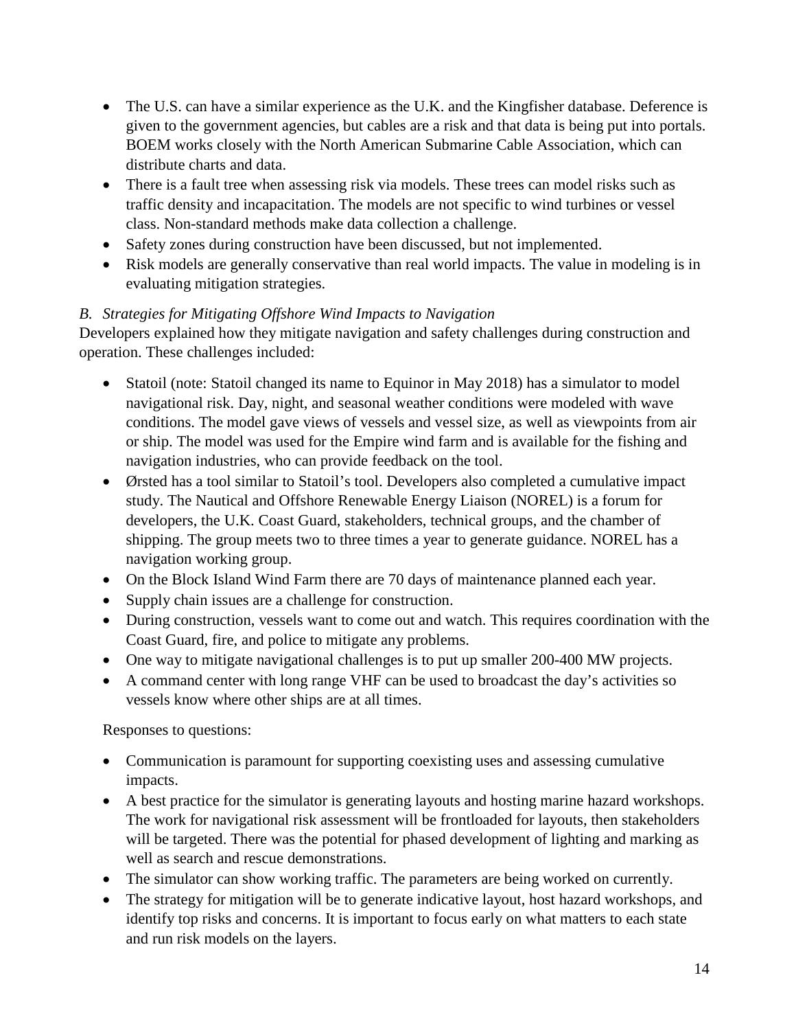- The U.S. can have a similar experience as the U.K. and the Kingfisher database. Deference is given to the government agencies, but cables are a risk and that data is being put into portals. BOEM works closely with the North American Submarine Cable Association, which can distribute charts and data.
- There is a fault tree when assessing risk via models. These trees can model risks such as traffic density and incapacitation. The models are not specific to wind turbines or vessel class. Non-standard methods make data collection a challenge.
- Safety zones during construction have been discussed, but not implemented.
- Risk models are generally conservative than real world impacts. The value in modeling is in evaluating mitigation strategies.

### *B. Strategies for Mitigating Offshore Wind Impacts to Navigation*

Developers explained how they mitigate navigation and safety challenges during construction and operation. These challenges included:

- Statoil (note: Statoil changed its name to Equinor in May 2018) has a simulator to model navigational risk. Day, night, and seasonal weather conditions were modeled with wave conditions. The model gave views of vessels and vessel size, as well as viewpoints from air or ship. The model was used for the Empire wind farm and is available for the fishing and navigation industries, who can provide feedback on the tool.
- Ørsted has a tool similar to Statoil's tool. Developers also completed a cumulative impact study. The Nautical and Offshore Renewable Energy Liaison (NOREL) is a forum for developers, the U.K. Coast Guard, stakeholders, technical groups, and the chamber of shipping. The group meets two to three times a year to generate guidance. NOREL has a navigation working group.
- On the Block Island Wind Farm there are 70 days of maintenance planned each year.
- Supply chain issues are a challenge for construction.
- During construction, vessels want to come out and watch. This requires coordination with the Coast Guard, fire, and police to mitigate any problems.
- One way to mitigate navigational challenges is to put up smaller 200-400 MW projects.
- A command center with long range VHF can be used to broadcast the day's activities so vessels know where other ships are at all times.

Responses to questions:

- Communication is paramount for supporting coexisting uses and assessing cumulative impacts.
- A best practice for the simulator is generating layouts and hosting marine hazard workshops. The work for navigational risk assessment will be frontloaded for layouts, then stakeholders will be targeted. There was the potential for phased development of lighting and marking as well as search and rescue demonstrations.
- The simulator can show working traffic. The parameters are being worked on currently.
- The strategy for mitigation will be to generate indicative layout, host hazard workshops, and identify top risks and concerns. It is important to focus early on what matters to each state and run risk models on the layers.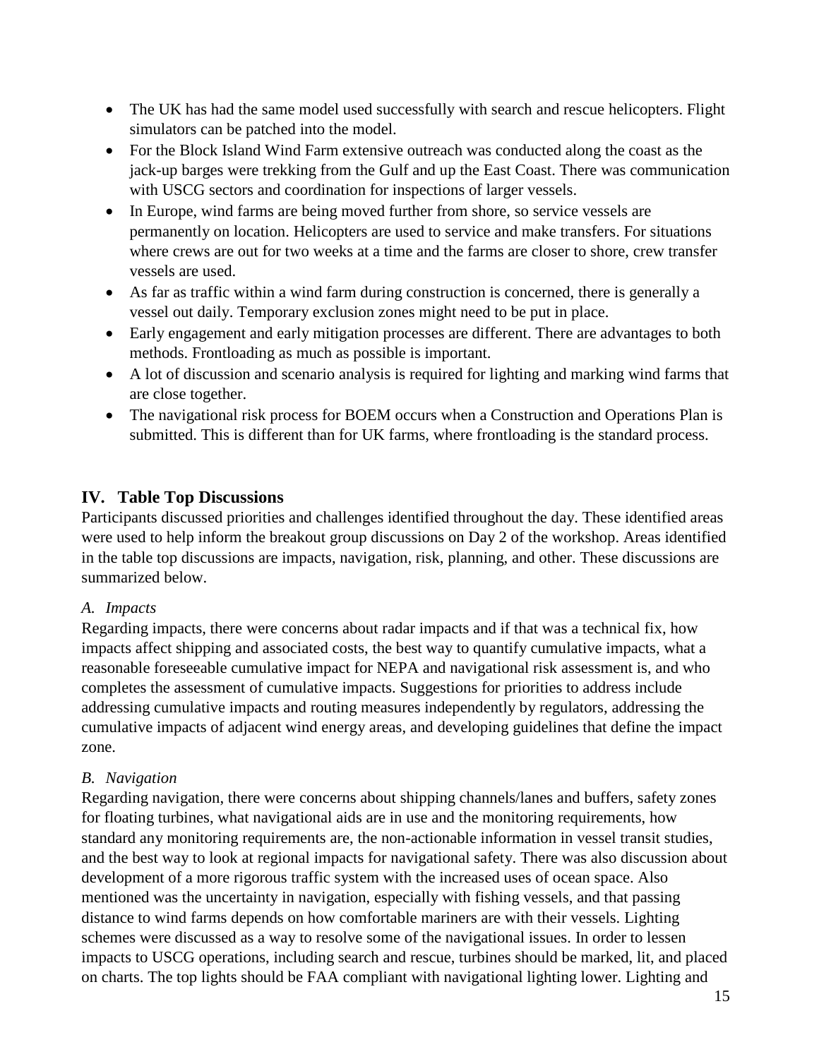- The UK has had the same model used successfully with search and rescue helicopters. Flight simulators can be patched into the model.
- For the Block Island Wind Farm extensive outreach was conducted along the coast as the jack-up barges were trekking from the Gulf and up the East Coast. There was communication with USCG sectors and coordination for inspections of larger vessels.
- In Europe, wind farms are being moved further from shore, so service vessels are permanently on location. Helicopters are used to service and make transfers. For situations where crews are out for two weeks at a time and the farms are closer to shore, crew transfer vessels are used.
- As far as traffic within a wind farm during construction is concerned, there is generally a vessel out daily. Temporary exclusion zones might need to be put in place.
- Early engagement and early mitigation processes are different. There are advantages to both methods. Frontloading as much as possible is important.
- A lot of discussion and scenario analysis is required for lighting and marking wind farms that are close together.
- The navigational risk process for BOEM occurs when a Construction and Operations Plan is submitted. This is different than for UK farms, where frontloading is the standard process.

## IV. Table Top Discussions

Participants discussed priorities and challenges identified throughout the day. These identified areas were used to help inform the breakout group discussions on Day 2 of the workshop. Areas identified in the table top discussions are impacts, navigation, risk, planning, and other. These discussions are summarized below.

### *A. Impacts*

Regarding impacts, there were concerns about radar impacts and if that was a technical fix, how impacts affect shipping and associated costs, the best way to quantify cumulative impacts, what a reasonable foreseeable cumulative impact for NEPA and navigational risk assessment is, and who completes the assessment of cumulative impacts. Suggestions for priorities to address include addressing cumulative impacts and routing measures independently by regulators, addressing the cumulative impacts of adjacent wind energy areas, and developing guidelines that define the impact zone.

### *B. Navigation*

Regarding navigation, there were concerns about shipping channels/lanes and buffers, safety zones for floating turbines, what navigational aids are in use and the monitoring requirements, how standard any monitoring requirements are, the non-actionable information in vessel transit studies, and the best way to look at regional impacts for navigational safety. There was also discussion about development of a more rigorous traffic system with the increased uses of ocean space. Also mentioned was the uncertainty in navigation, especially with fishing vessels, and that passing distance to wind farms depends on how comfortable mariners are with their vessels. Lighting schemes were discussed as a way to resolve some of the navigational issues. In order to lessen impacts to USCG operations, including search and rescue, turbines should be marked, lit, and placed on charts. The top lights should be FAA compliant with navigational lighting lower. Lighting and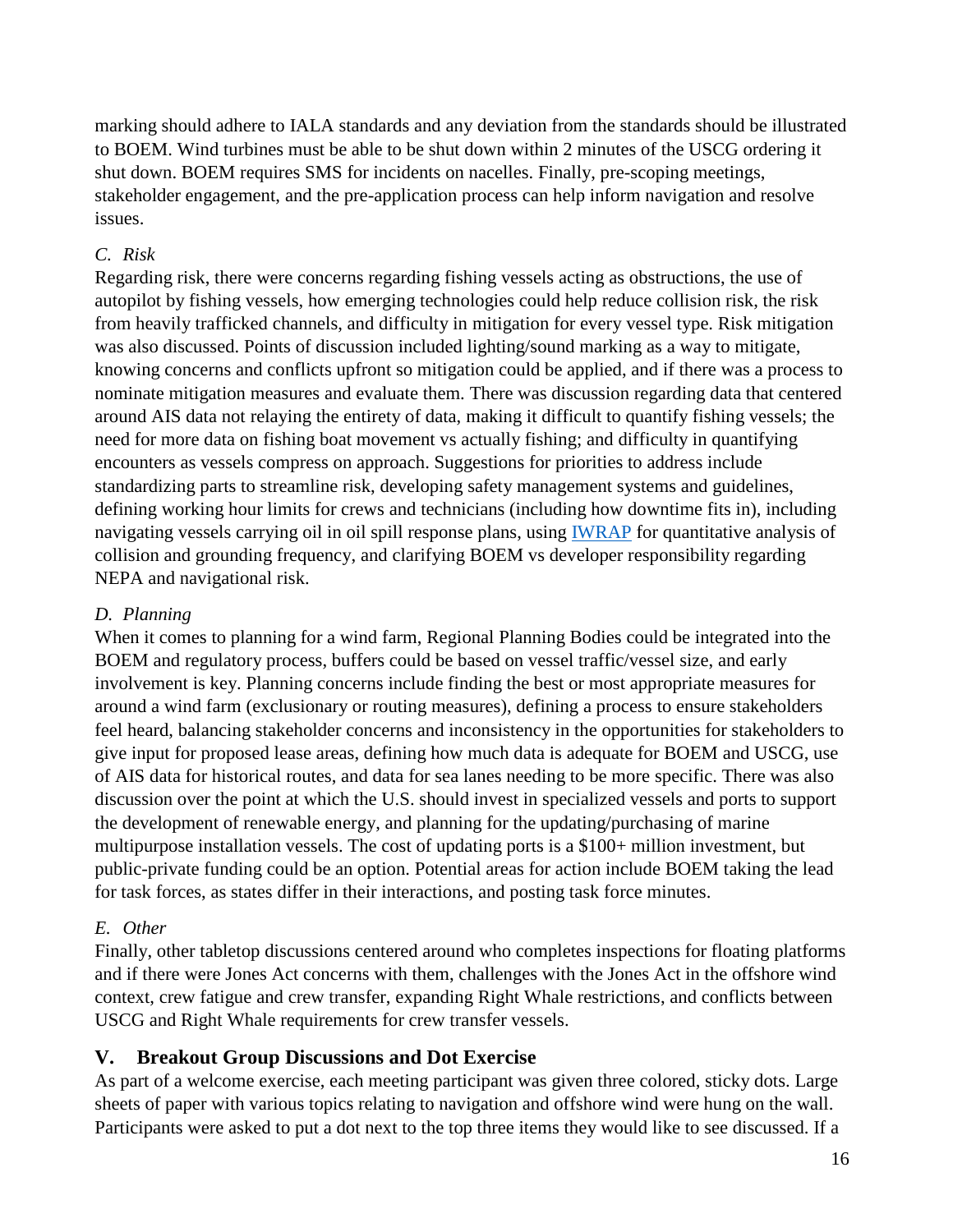marking should adhere to IALA standards and any deviation from the standards should be illustrated to BOEM. Wind turbines must be able to be shut down within 2 minutes of the USCG ordering it shut down. BOEM requires SMS for incidents on nacelles. Finally, pre-scoping meetings, stakeholder engagement, and the pre-application process can help inform navigation and resolve issues.

### *C. Risk*

Regarding risk, there were concerns regarding fishing vessels acting as obstructions, the use of autopilot by fishing vessels, how emerging technologies could help reduce collision risk, the risk from heavily trafficked channels, and difficulty in mitigation for every vessel type. Risk mitigation was also discussed. Points of discussion included lighting/sound marking as a way to mitigate, knowing concerns and conflicts upfront so mitigation could be applied, and if there was a process to nominate mitigation measures and evaluate them. There was discussion regarding data that centered around AIS data not relaying the entirety of data, making it difficult to quantify fishing vessels; the need for more data on fishing boat movement vs actually fishing; and difficulty in quantifying encounters as vessels compress on approach. Suggestions for priorities to address include standardizing parts to streamline risk, developing safety management systems and guidelines, defining working hour limits for crews and technicians (including how downtime fits in), including navigating vessels carrying oil in oil spill response plans, using IWRAP for quantitative analysis of collision and grounding frequency, and clarifying BOEM vs developer responsibility regarding NEPA and navigational risk.

### *D. Planning*

When it comes to planning for a wind farm, Regional Planning Bodies could be integrated into the BOEM and regulatory process, buffers could be based on vessel traffic/vessel size, and early involvement is key. Planning concerns include finding the best or most appropriate measures for around a wind farm (exclusionary or routing measures), defining a process to ensure stakeholders feel heard, balancing stakeholder concerns and inconsistency in the opportunities for stakeholders to give input for proposed lease areas, defining how much data is adequate for BOEM and USCG, use of AIS data for historical routes, and data for sea lanes needing to be more specific. There was also discussion over the point at which the U.S. should invest in specialized vessels and ports to support the development of renewable energy, and planning for the updating/purchasing of marine multipurpose installation vessels. The cost of updating ports is a $100+ million investment, but public-private funding could be an option. Potential areas for action include BOEM taking the lead for task forces, as states differ in their interactions, and posting task force minutes.

### *E. Other*

Finally, other tabletop discussions centered around who completes inspections for floating platforms and if there were Jones Act concerns with them, challenges with the Jones Act in the offshore wind context, crew fatigue and crew transfer, expanding Right Whale restrictions, and conflicts between USCG and Right Whale requirements for crew transfer vessels.

## V. Breakout Group Discussions and Dot Exercise

As part of a welcome exercise, each meeting participant was given three colored, sticky dots. Large sheets of paper with various topics relating to navigation and offshore wind were hung on the wall. Participants were asked to put a dot next to the top three items they would like to see discussed. If a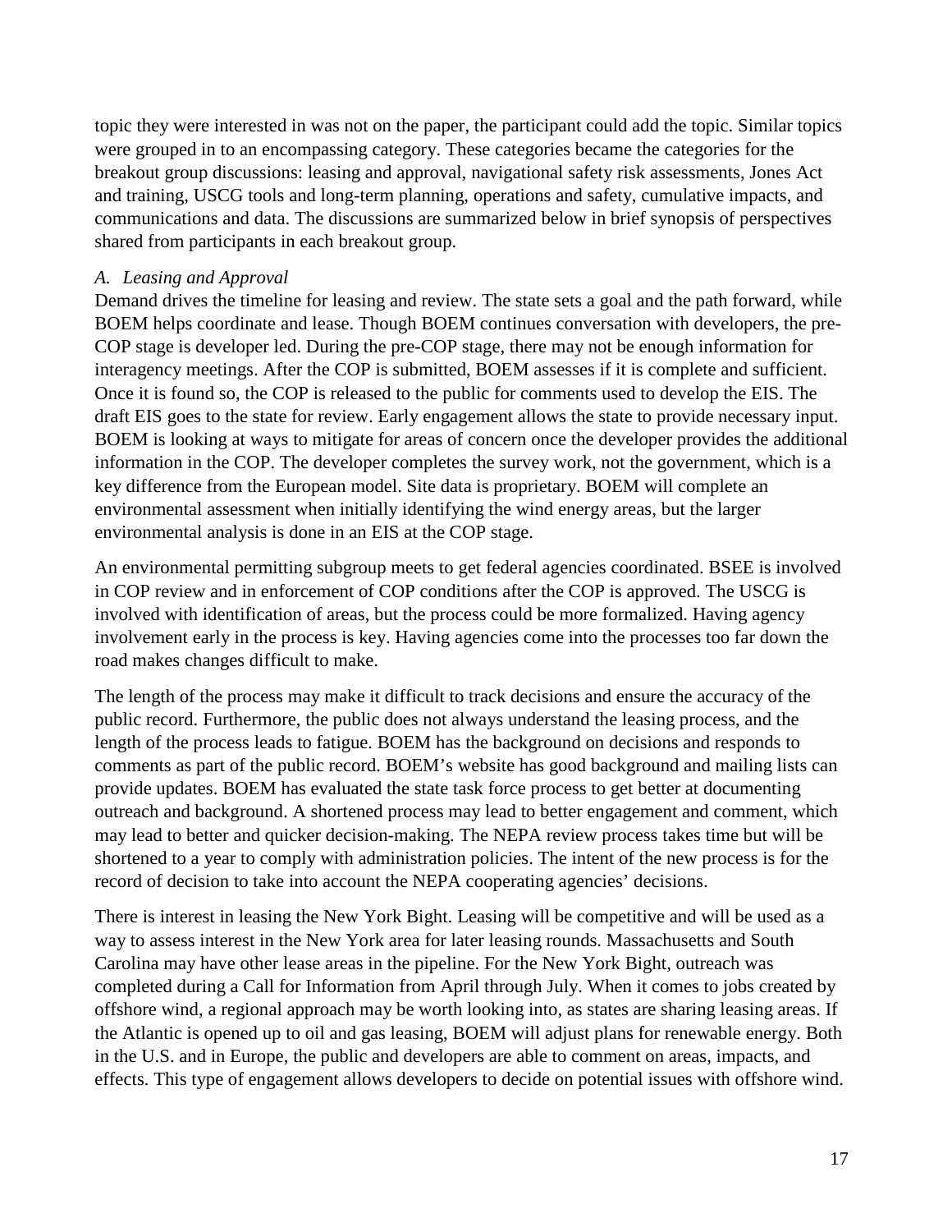topic they were interested in was not on the paper, the participant could add the topic. Similar topics were grouped in to an encompassing category. These categories became the categories for the breakout group discussions: leasing and approval, navigational safety risk assessments, Jones Act and training, USCG tools and long-term planning, operations and safety, cumulative impacts, and communications and data. The discussions are summarized below in brief synopsis of perspectives shared from participants in each breakout group.

### *A. Leasing and Approval*

Demand drives the timeline for leasing and review. The state sets a goal and the path forward, while BOEM helps coordinate and lease. Though BOEM continues conversation with developers, the pre-COP stage is developer led. During the pre-COP stage, there may not be enough information for interagency meetings. After the COP is submitted, BOEM assesses if it is complete and sufficient. Once it is found so, the COP is released to the public for comments used to develop the EIS. The draft EIS goes to the state for review. Early engagement allows the state to provide necessary input. BOEM is looking at ways to mitigate for areas of concern once the developer provides the additional information in the COP. The developer completes the survey work, not the government, which is a key difference from the European model. Site data is proprietary. BOEM will complete an environmental assessment when initially identifying the wind energy areas, but the larger environmental analysis is done in an EIS at the COP stage.

An environmental permitting subgroup meets to get federal agencies coordinated. BSEE is involved in COP review and in enforcement of COP conditions after the COP is approved. The USCG is involved with identification of areas, but the process could be more formalized. Having agency involvement early in the process is key. Having agencies come into the processes too far down the road makes changes difficult to make.

The length of the process may make it difficult to track decisions and ensure the accuracy of the public record. Furthermore, the public does not always understand the leasing process, and the length of the process leads to fatigue. BOEM has the background on decisions and responds to comments as part of the public record. BOEM's website has good background and mailing lists can provide updates. BOEM has evaluated the state task force process to get better at documenting outreach and background. A shortened process may lead to better engagement and comment, which may lead to better and quicker decision-making. The NEPA review process takes time but will be shortened to a year to comply with administration policies. The intent of the new process is for the record of decision to take into account the NEPA cooperating agencies' decisions.

There is interest in leasing the New York Bight. Leasing will be competitive and will be used as a way to assess interest in the New York area for later leasing rounds. Massachusetts and South Carolina may have other lease areas in the pipeline. For the New York Bight, outreach was completed during a Call for Information from April through July. When it comes to jobs created by offshore wind, a regional approach may be worth looking into, as states are sharing leasing areas. If the Atlantic is opened up to oil and gas leasing, BOEM will adjust plans for renewable energy. Both in the U.S. and in Europe, the public and developers are able to comment on areas, impacts, and effects. This type of engagement allows developers to decide on potential issues with offshore wind.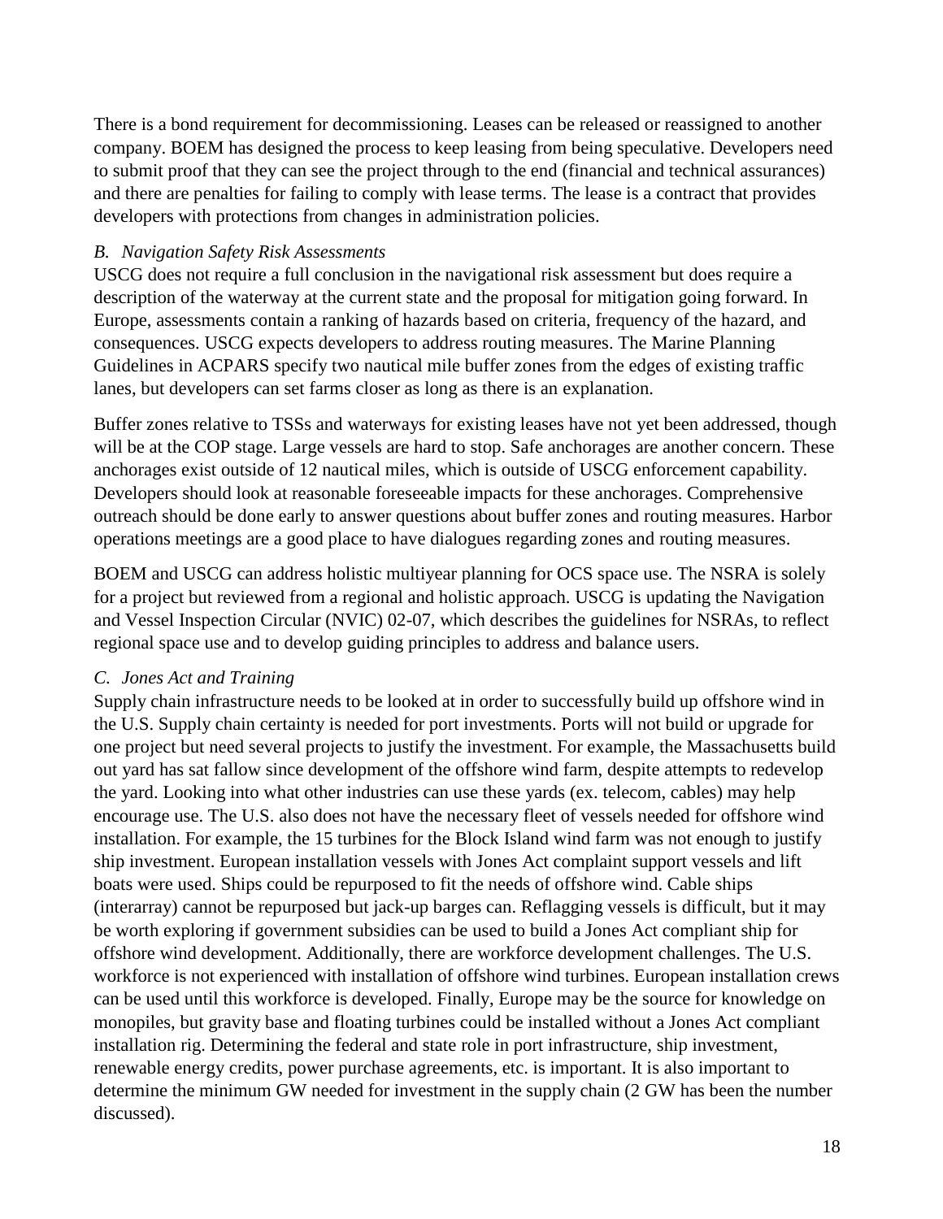There is a bond requirement for decommissioning. Leases can be released or reassigned to another company. BOEM has designed the process to keep leasing from being speculative. Developers need to submit proof that they can see the project through to the end (financial and technical assurances) and there are penalties for failing to comply with lease terms. The lease is a contract that provides developers with protections from changes in administration policies.

### *B. Navigation Safety Risk Assessments*

USCG does not require a full conclusion in the navigational risk assessment but does require a description of the waterway at the current state and the proposal for mitigation going forward. In Europe, assessments contain a ranking of hazards based on criteria, frequency of the hazard, and consequences. USCG expects developers to address routing measures. The Marine Planning Guidelines in ACPARS specify two nautical mile buffer zones from the edges of existing traffic lanes, but developers can set farms closer as long as there is an explanation.

Buffer zones relative to TSSs and waterways for existing leases have not yet been addressed, though will be at the COP stage. Large vessels are hard to stop. Safe anchorages are another concern. These anchorages exist outside of 12 nautical miles, which is outside of USCG enforcement capability. Developers should look at reasonable foreseeable impacts for these anchorages. Comprehensive outreach should be done early to answer questions about buffer zones and routing measures. Harbor operations meetings are a good place to have dialogues regarding zones and routing measures.

BOEM and USCG can address holistic multiyear planning for OCS space use. The NSRA is solely for a project but reviewed from a regional and holistic approach. USCG is updating the Navigation and Vessel Inspection Circular (NVIC) 02-07, which describes the guidelines for NSRAs, to reflect regional space use and to develop guiding principles to address and balance users.

### *C. Jones Act and Training*

Supply chain infrastructure needs to be looked at in order to successfully build up offshore wind in the U.S. Supply chain certainty is needed for port investments. Ports will not build or upgrade for one project but need several projects to justify the investment. For example, the Massachusetts build out yard has sat fallow since development of the offshore wind farm, despite attempts to redevelop the yard. Looking into what other industries can use these yards (ex. telecom, cables) may help encourage use. The U.S. also does not have the necessary fleet of vessels needed for offshore wind installation. For example, the 15 turbines for the Block Island wind farm was not enough to justify ship investment. European installation vessels with Jones Act complaint support vessels and lift boats were used. Ships could be repurposed to fit the needs of offshore wind. Cable ships (interarray) cannot be repurposed but jack-up barges can. Reflagging vessels is difficult, but it may be worth exploring if government subsidies can be used to build a Jones Act compliant ship for offshore wind development. Additionally, there are workforce development challenges. The U.S. workforce is not experienced with installation of offshore wind turbines. European installation crews can be used until this workforce is developed. Finally, Europe may be the source for knowledge on monopiles, but gravity base and floating turbines could be installed without a Jones Act compliant installation rig. Determining the federal and state role in port infrastructure, ship investment, renewable energy credits, power purchase agreements, etc. is important. It is also important to determine the minimum GW needed for investment in the supply chain (2 GW has been the number discussed).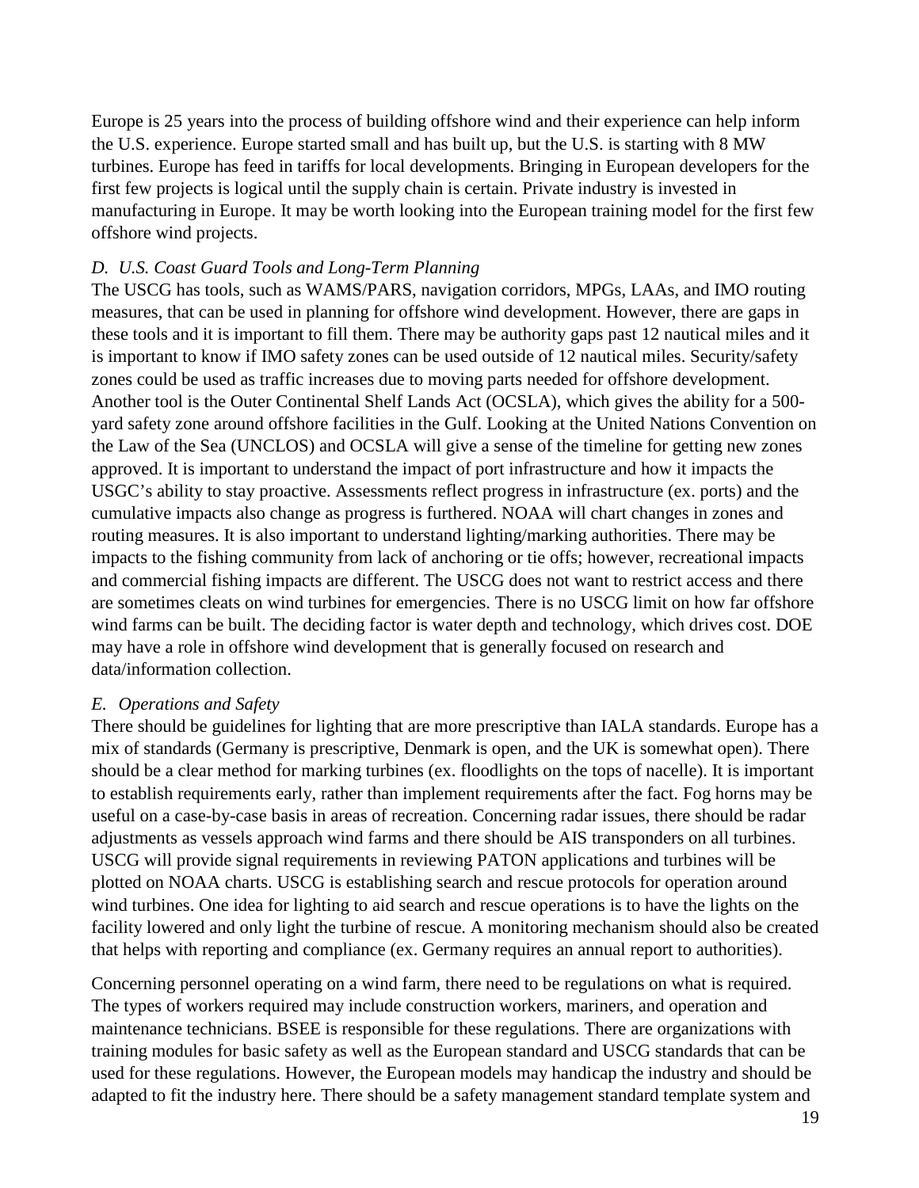Europe is 25 years into the process of building offshore wind and their experience can help inform the U.S. experience. Europe started small and has built up, but the U.S. is starting with 8 MW turbines. Europe has feed in tariffs for local developments. Bringing in European developers for the first few projects is logical until the supply chain is certain. Private industry is invested in manufacturing in Europe. It may be worth looking into the European training model for the first few offshore wind projects.

### *D. U.S. Coast Guard Tools and Long-Term Planning*

The USCG has tools, such as WAMS/PARS, navigation corridors, MPGs, LAAs, and IMO routing measures, that can be used in planning for offshore wind development. However, there are gaps in these tools and it is important to fill them. There may be authority gaps past 12 nautical miles and it is important to know if IMO safety zones can be used outside of 12 nautical miles. Security/safety zones could be used as traffic increases due to moving parts needed for offshore development. Another tool is the Outer Continental Shelf Lands Act (OCSLA), which gives the ability for a 500-yard safety zone around offshore facilities in the Gulf. Looking at the United Nations Convention on the Law of the Sea (UNCLOS) and OCSLA will give a sense of the timeline for getting new zones approved. It is important to understand the impact of port infrastructure and how it impacts the USGC's ability to stay proactive. Assessments reflect progress in infrastructure (ex. ports) and the cumulative impacts also change as progress is furthered. NOAA will chart changes in zones and routing measures. It is also important to understand lighting/marking authorities. There may be impacts to the fishing community from lack of anchoring or tie offs; however, recreational impacts and commercial fishing impacts are different. The USCG does not want to restrict access and there are sometimes cleats on wind turbines for emergencies. There is no USCG limit on how far offshore wind farms can be built. The deciding factor is water depth and technology, which drives cost. DOE may have a role in offshore wind development that is generally focused on research and data/information collection.

### *E. Operations and Safety*

There should be guidelines for lighting that are more prescriptive than IALA standards. Europe has a mix of standards (Germany is prescriptive, Denmark is open, and the UK is somewhat open). There should be a clear method for marking turbines (ex. floodlights on the tops of nacelle). It is important to establish requirements early, rather than implement requirements after the fact. Fog horns may be useful on a case-by-case basis in areas of recreation. Concerning radar issues, there should be radar adjustments as vessels approach wind farms and there should be AIS transponders on all turbines. USCG will provide signal requirements in reviewing PATON applications and turbines will be plotted on NOAA charts. USCG is establishing search and rescue protocols for operation around wind turbines. One idea for lighting to aid search and rescue operations is to have the lights on the facility lowered and only light the turbine of rescue. A monitoring mechanism should also be created that helps with reporting and compliance (ex. Germany requires an annual report to authorities).

Concerning personnel operating on a wind farm, there need to be regulations on what is required. The types of workers required may include construction workers, mariners, and operation and maintenance technicians. BSEE is responsible for these regulations. There are organizations with training modules for basic safety as well as the European standard and USCG standards that can be used for these regulations. However, the European models may handicap the industry and should be adapted to fit the industry here. There should be a safety management standard template system and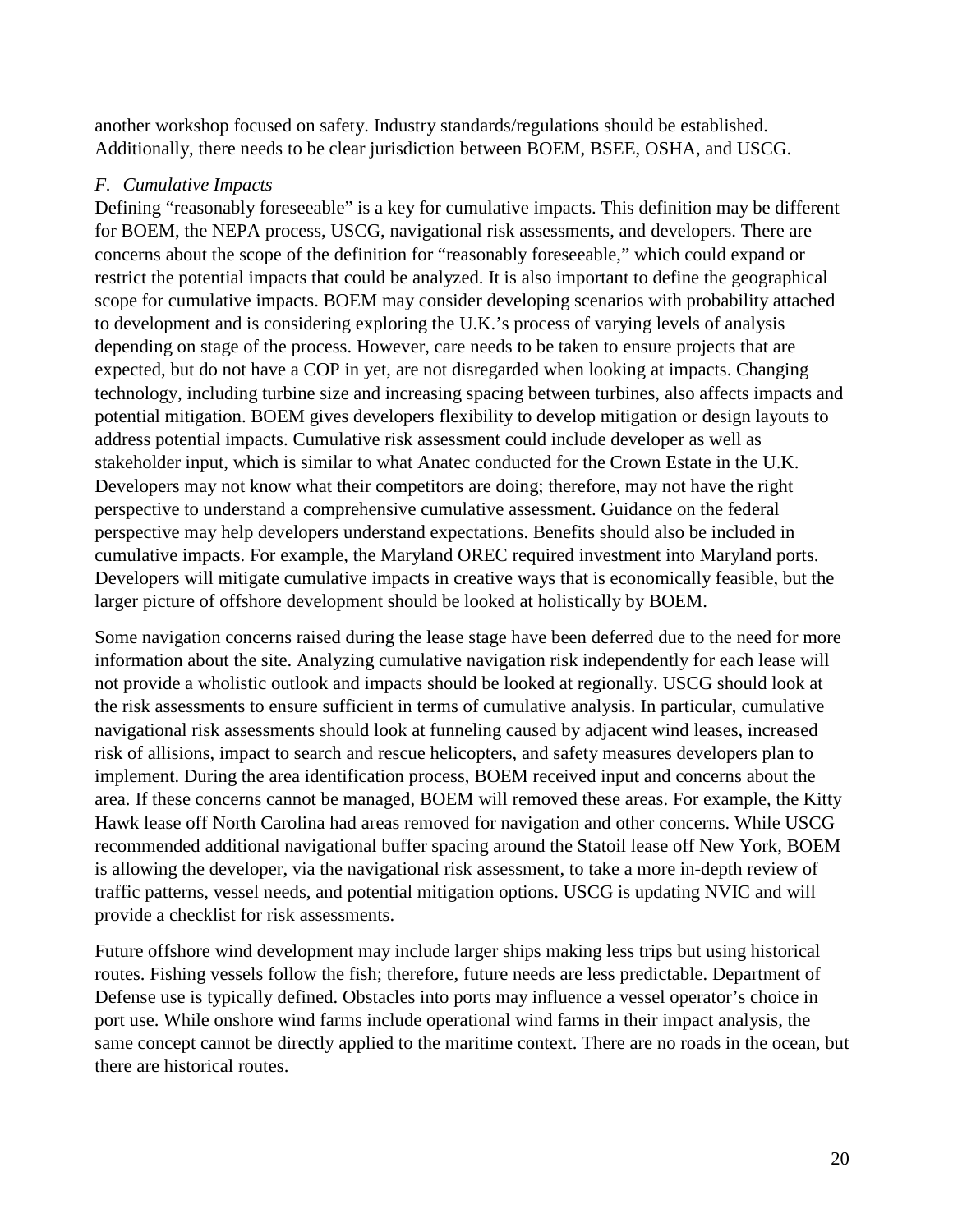another workshop focused on safety. Industry standards/regulations should be established. Additionally, there needs to be clear jurisdiction between BOEM, BSEE, OSHA, and USCG.

### *F. Cumulative Impacts*

Defining "reasonably foreseeable" is a key for cumulative impacts. This definition may be different for BOEM, the NEPA process, USCG, navigational risk assessments, and developers. There are concerns about the scope of the definition for "reasonably foreseeable," which could expand or restrict the potential impacts that could be analyzed. It is also important to define the geographical scope for cumulative impacts. BOEM may consider developing scenarios with probability attached to development and is considering exploring the U.K.'s process of varying levels of analysis depending on stage of the process. However, care needs to be taken to ensure projects that are expected, but do not have a COP in yet, are not disregarded when looking at impacts. Changing technology, including turbine size and increasing spacing between turbines, also affects impacts and potential mitigation. BOEM gives developers flexibility to develop mitigation or design layouts to address potential impacts. Cumulative risk assessment could include developer as well as stakeholder input, which is similar to what Anatec conducted for the Crown Estate in the U.K. Developers may not know what their competitors are doing; therefore, may not have the right perspective to understand a comprehensive cumulative assessment. Guidance on the federal perspective may help developers understand expectations. Benefits should also be included in cumulative impacts. For example, the Maryland OREC required investment into Maryland ports. Developers will mitigate cumulative impacts in creative ways that is economically feasible, but the larger picture of offshore development should be looked at holistically by BOEM.

Some navigation concerns raised during the lease stage have been deferred due to the need for more information about the site. Analyzing cumulative navigation risk independently for each lease will not provide a wholistic outlook and impacts should be looked at regionally. USCG should look at the risk assessments to ensure sufficient in terms of cumulative analysis. In particular, cumulative navigational risk assessments should look at funneling caused by adjacent wind leases, increased risk of allisions, impact to search and rescue helicopters, and safety measures developers plan to implement. During the area identification process, BOEM received input and concerns about the area. If these concerns cannot be managed, BOEM will removed these areas. For example, the Kitty Hawk lease off North Carolina had areas removed for navigation and other concerns. While USCG recommended additional navigational buffer spacing around the Statoil lease off New York, BOEM is allowing the developer, via the navigational risk assessment, to take a more in-depth review of traffic patterns, vessel needs, and potential mitigation options. USCG is updating NVIC and will provide a checklist for risk assessments.

Future offshore wind development may include larger ships making less trips but using historical routes. Fishing vessels follow the fish; therefore, future needs are less predictable. Department of Defense use is typically defined. Obstacles into ports may influence a vessel operator's choice in port use. While onshore wind farms include operational wind farms in their impact analysis, the same concept cannot be directly applied to the maritime context. There are no roads in the ocean, but there are historical routes.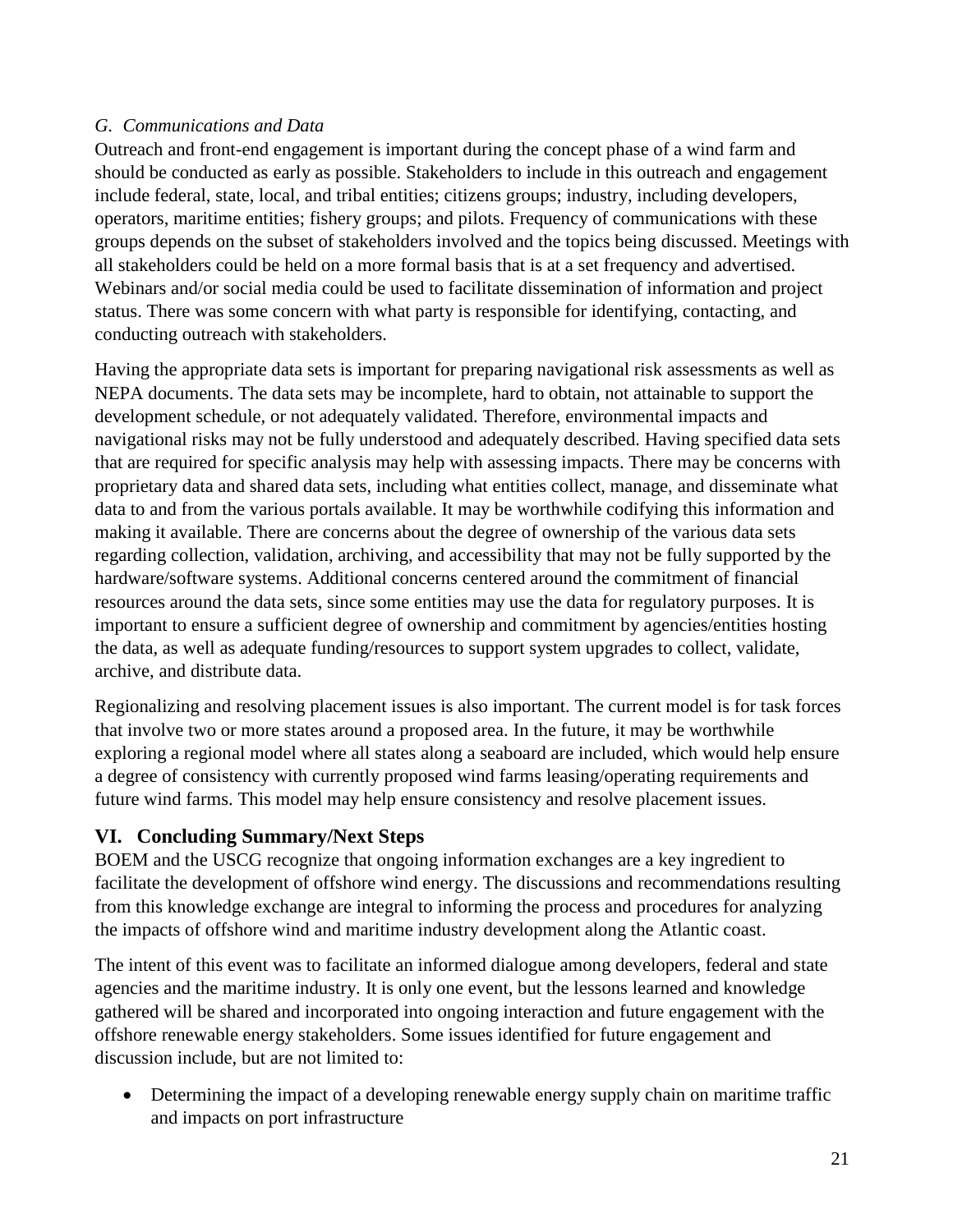*G. Communications and Data*

Outreach and front-end engagement is important during the concept phase of a wind farm and should be conducted as early as possible. Stakeholders to include in this outreach and engagement include federal, state, local, and tribal entities; citizens groups; industry, including developers, operators, maritime entities; fishery groups; and pilots. Frequency of communications with these groups depends on the subset of stakeholders involved and the topics being discussed. Meetings with all stakeholders could be held on a more formal basis that is at a set frequency and advertised. Webinars and/or social media could be used to facilitate dissemination of information and project status. There was some concern with what party is responsible for identifying, contacting, and conducting outreach with stakeholders.

Having the appropriate data sets is important for preparing navigational risk assessments as well as NEPA documents. The data sets may be incomplete, hard to obtain, not attainable to support the development schedule, or not adequately validated. Therefore, environmental impacts and navigational risks may not be fully understood and adequately described. Having specified data sets that are required for specific analysis may help with assessing impacts. There may be concerns with proprietary data and shared data sets, including what entities collect, manage, and disseminate what data to and from the various portals available. It may be worthwhile codifying this information and making it available. There are concerns about the degree of ownership of the various data sets regarding collection, validation, archiving, and accessibility that may not be fully supported by the hardware/software systems. Additional concerns centered around the commitment of financial resources around the data sets, since some entities may use the data for regulatory purposes. It is important to ensure a sufficient degree of ownership and commitment by agencies/entities hosting the data, as well as adequate funding/resources to support system upgrades to collect, validate, archive, and distribute data.

Regionalizing and resolving placement issues is also important. The current model is for task forces that involve two or more states around a proposed area. In the future, it may be worthwhile exploring a regional model where all states along a seaboard are included, which would help ensure a degree of consistency with currently proposed wind farms leasing/operating requirements and future wind farms. This model may help ensure consistency and resolve placement issues.

## VI. Concluding Summary/Next Steps

BOEM and the USCG recognize that ongoing information exchanges are a key ingredient to facilitate the development of offshore wind energy. The discussions and recommendations resulting from this knowledge exchange are integral to informing the process and procedures for analyzing the impacts of offshore wind and maritime industry development along the Atlantic coast.

The intent of this event was to facilitate an informed dialogue among developers, federal and state agencies and the maritime industry. It is only one event, but the lessons learned and knowledge gathered will be shared and incorporated into ongoing interaction and future engagement with the offshore renewable energy stakeholders. Some issues identified for future engagement and discussion include, but are not limited to:

- Determining the impact of a developing renewable energy supply chain on maritime traffic and impacts on port infrastructure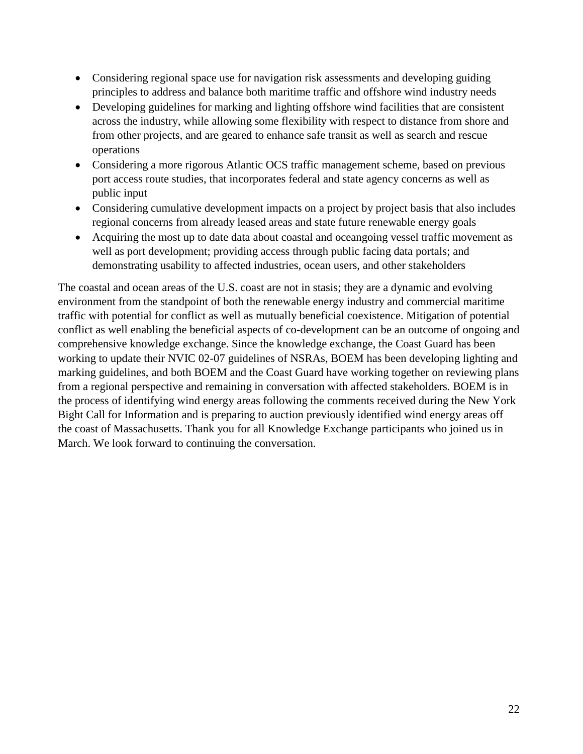- Considering regional space use for navigation risk assessments and developing guiding principles to address and balance both maritime traffic and offshore wind industry needs
- Developing guidelines for marking and lighting offshore wind facilities that are consistent across the industry, while allowing some flexibility with respect to distance from shore and from other projects, and are geared to enhance safe transit as well as search and rescue operations
- Considering a more rigorous Atlantic OCS traffic management scheme, based on previous port access route studies, that incorporates federal and state agency concerns as well as public input
- Considering cumulative development impacts on a project by project basis that also includes regional concerns from already leased areas and state future renewable energy goals
- Acquiring the most up to date data about coastal and oceangoing vessel traffic movement as well as port development; providing access through public facing data portals; and demonstrating usability to affected industries, ocean users, and other stakeholders

The coastal and ocean areas of the U.S. coast are not in stasis; they are a dynamic and evolving environment from the standpoint of both the renewable energy industry and commercial maritime traffic with potential for conflict as well as mutually beneficial coexistence. Mitigation of potential conflict as well enabling the beneficial aspects of co-development can be an outcome of ongoing and comprehensive knowledge exchange. Since the knowledge exchange, the Coast Guard has been working to update their NVIC 02-07 guidelines of NSRAs, BOEM has been developing lighting and marking guidelines, and both BOEM and the Coast Guard have working together on reviewing plans from a regional perspective and remaining in conversation with affected stakeholders. BOEM is in the process of identifying wind energy areas following the comments received during the New York Bight Call for Information and is preparing to auction previously identified wind energy areas off the coast of Massachusetts. Thank you for all Knowledge Exchange participants who joined us in March. We look forward to continuing the conversation.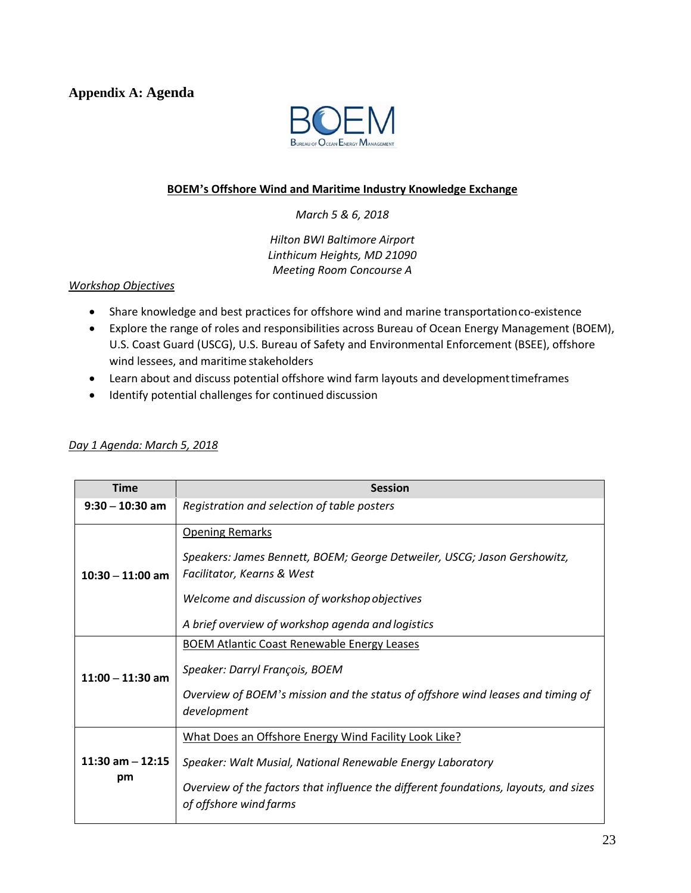## Appendix A: Agenda

**BOEM's Offshore Wind and Maritime Industry Knowledge Exchange**

*March 5 & 6, 2018*

*Hilton BWI Baltimore Airport*
*Linthicum Heights, MD 21090*
*Meeting Room Concourse A*

*Workshop Objectives*

- Share knowledge and best practices for offshore wind and marine transportation co-existence
- Explore the range of roles and responsibilities across Bureau of Ocean Energy Management (BOEM), U.S. Coast Guard (USCG), U.S. Bureau of Safety and Environmental Enforcement (BSEE), offshore wind lessees, and maritime stakeholders
- Learn about and discuss potential offshore wind farm layouts and development timeframes
- Identify potential challenges for continued discussion

*Day 1 Agenda: March 5, 2018*

| Time | Session |
|---|---|
| 9:30 – 10:30 am | *Registration and selection of table posters* |
| 10:30 – 11:00 am | Opening Remarks<br><br>*Speakers: James Bennett, BOEM; George Detweiler, USCG; Jason Gershowitz, Facilitator, Kearns & West*<br><br>*Welcome and discussion of workshop objectives*<br><br>*A brief overview of workshop agenda and logistics* |
| 11:00 – 11:30 am | BOEM Atlantic Coast Renewable Energy Leases<br><br>*Speaker: Darryl François, BOEM*<br><br>*Overview of BOEM's mission and the status of offshore wind leases and timing of development* |
| 11:30 am – 12:15 pm | What Does an Offshore Energy Wind Facility Look Like?<br><br>*Speaker: Walt Musial, National Renewable Energy Laboratory*<br><br>*Overview of the factors that influence the different foundations, layouts, and sizes of offshore wind farms* |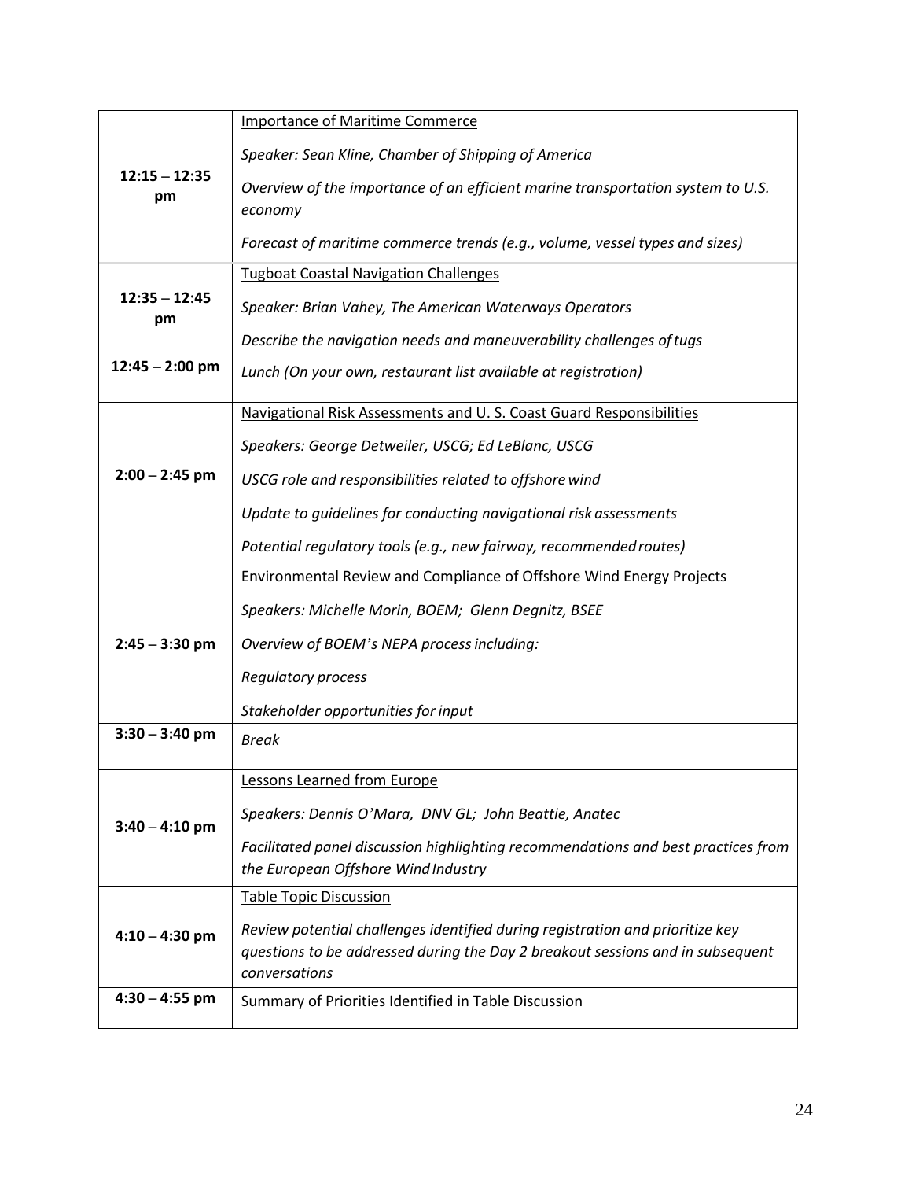| | |
|---|---|
| **12:15 – 12:35 pm** | Importance of Maritime Commerce<br>*Speaker: Sean Kline, Chamber of Shipping of America*<br>*Overview of the importance of an efficient marine transportation system to U.S. economy*<br>*Forecast of maritime commerce trends (e.g., volume, vessel types and sizes)* |
| **12:35 – 12:45 pm** | Tugboat Coastal Navigation Challenges<br>*Speaker: Brian Vahey, The American Waterways Operators*<br>*Describe the navigation needs and maneuverability challenges of tugs* |
| **12:45 – 2:00 pm** | *Lunch (On your own, restaurant list available at registration)* |
| **2:00 – 2:45 pm** | Navigational Risk Assessments and U. S. Coast Guard Responsibilities<br>*Speakers: George Detweiler, USCG; Ed LeBlanc, USCG*<br>*USCG role and responsibilities related to offshore wind*<br>*Update to guidelines for conducting navigational risk assessments*<br>*Potential regulatory tools (e.g., new fairway, recommended routes)* |
| **2:45 – 3:30 pm** | Environmental Review and Compliance of Offshore Wind Energy Projects<br>*Speakers: Michelle Morin, BOEM; Glenn Degnitz, BSEE*<br>*Overview of BOEM's NEPA process including:*<br>*Regulatory process*<br>*Stakeholder opportunities for input* |
| **3:30 – 3:40 pm** | *Break* |
| **3:40 – 4:10 pm** | Lessons Learned from Europe<br>*Speakers: Dennis O'Mara, DNV GL; John Beattie, Anatec*<br>*Facilitated panel discussion highlighting recommendations and best practices from the European Offshore Wind Industry* |
| **4:10 – 4:30 pm** | Table Topic Discussion<br>*Review potential challenges identified during registration and prioritize key questions to be addressed during the Day 2 breakout sessions and in subsequent conversations* |
| **4:30 – 4:55 pm** | Summary of Priorities Identified in Table Discussion |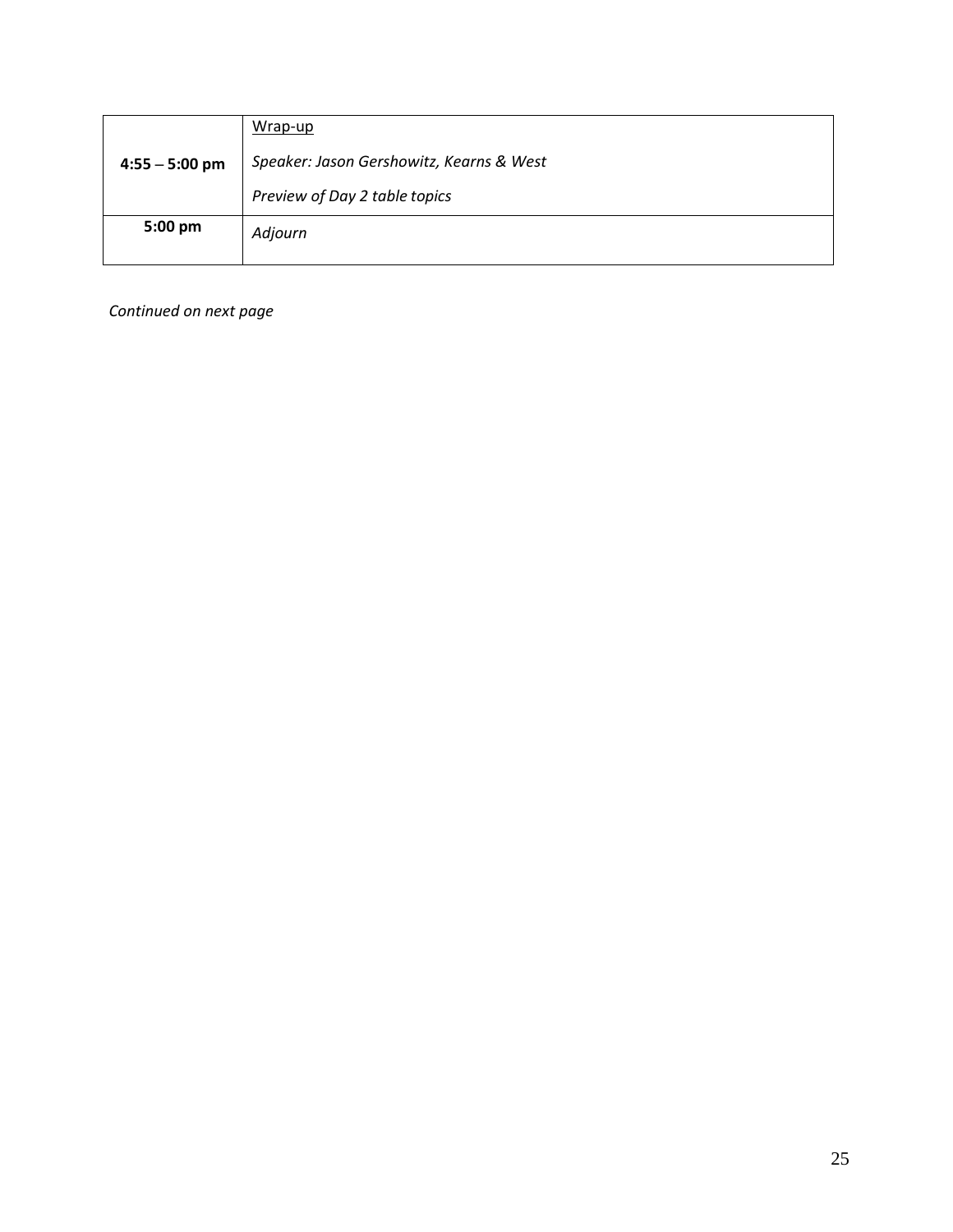| | |
|---|---|
| **4:55 – 5:00 pm** | Wrap-up<br><br>*Speaker: Jason Gershowitz, Kearns & West*<br><br>*Preview of Day 2 table topics* |
| **5:00 pm** | *Adjourn* |

*Continued on next page*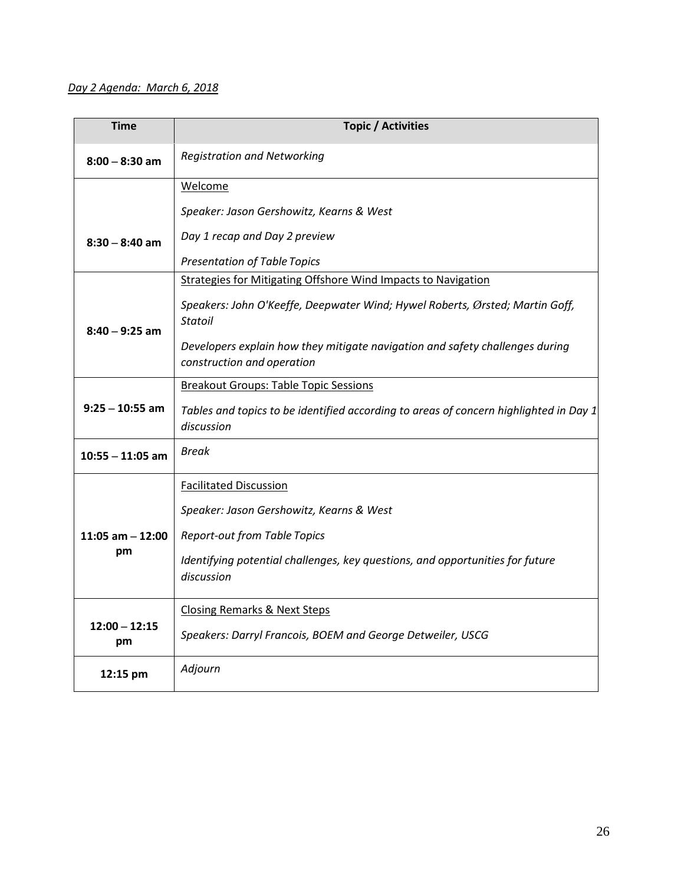*Day 2 Agenda: March 6, 2018*

| Time | Topic / Activities |
|---|---|
| **8:00 – 8:30 am** | *Registration and Networking* |
| **8:30 – 8:40 am** | Welcome<br><br>*Speaker: Jason Gershowitz, Kearns & West*<br><br>*Day 1 recap and Day 2 preview*<br><br>*Presentation of Table Topics* |
| **8:40 – 9:25 am** | Strategies for Mitigating Offshore Wind Impacts to Navigation<br><br>*Speakers: John O'Keeffe, Deepwater Wind; Hywel Roberts, Ørsted; Martin Goff, Statoil*<br><br>*Developers explain how they mitigate navigation and safety challenges during construction and operation* |
| **9:25 – 10:55 am** | Breakout Groups: Table Topic Sessions<br><br>*Tables and topics to be identified according to areas of concern highlighted in Day 1 discussion* |
| **10:55 – 11:05 am** | *Break* |
| **11:05 am – 12:00 pm** | Facilitated Discussion<br><br>*Speaker: Jason Gershowitz, Kearns & West*<br><br>*Report-out from Table Topics*<br><br>*Identifying potential challenges, key questions, and opportunities for future discussion* |
| **12:00 – 12:15 pm** | Closing Remarks & Next Steps<br><br>*Speakers: Darryl Francois, BOEM and George Detweiler, USCG* |
| **12:15 pm** | *Adjourn* |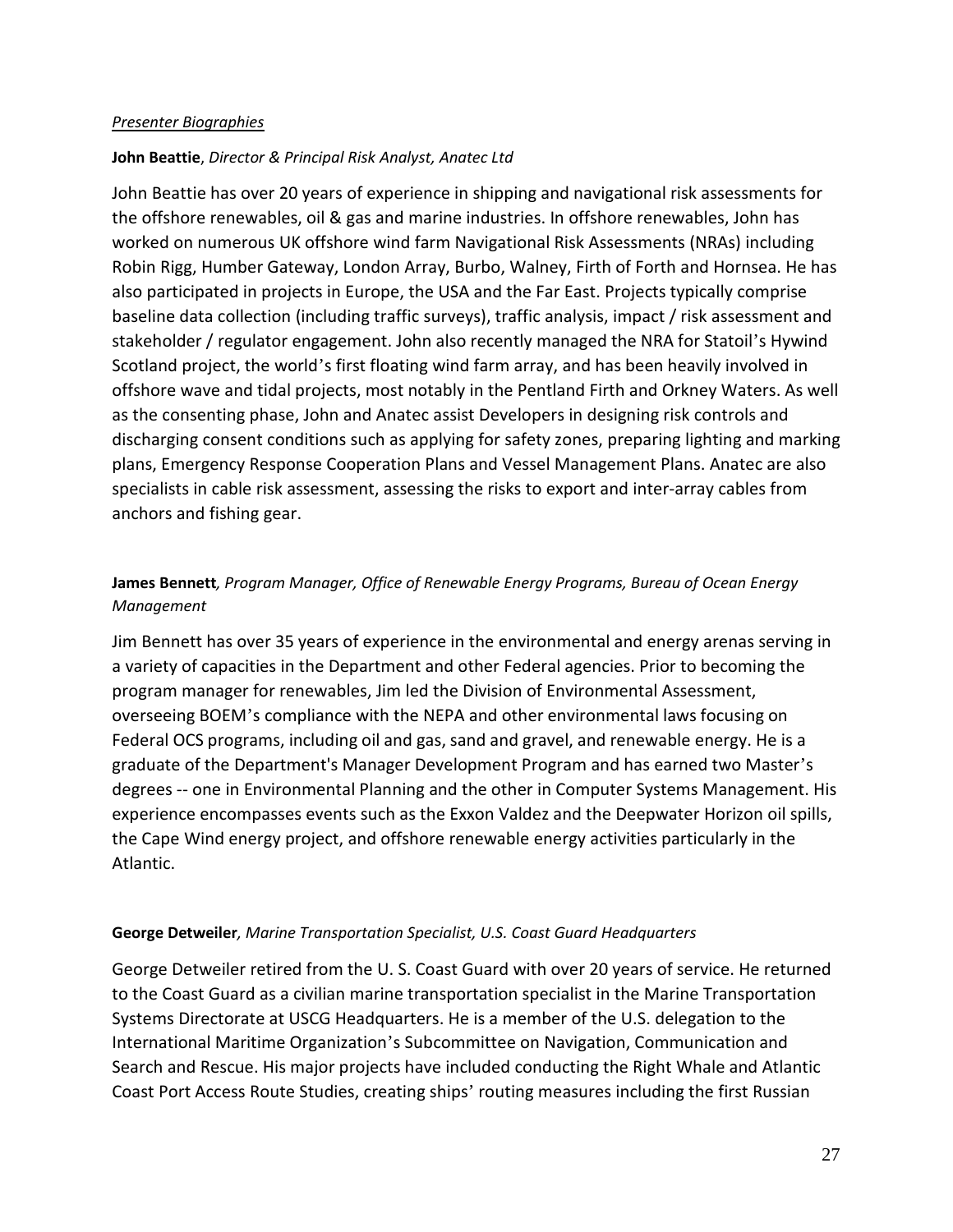*Presenter Biographies*

**John Beattie**, *Director & Principal Risk Analyst, Anatec Ltd*

John Beattie has over 20 years of experience in shipping and navigational risk assessments for the offshore renewables, oil & gas and marine industries. In offshore renewables, John has worked on numerous UK offshore wind farm Navigational Risk Assessments (NRAs) including Robin Rigg, Humber Gateway, London Array, Burbo, Walney, Firth of Forth and Hornsea. He has also participated in projects in Europe, the USA and the Far East. Projects typically comprise baseline data collection (including traffic surveys), traffic analysis, impact / risk assessment and stakeholder / regulator engagement. John also recently managed the NRA for Statoil's Hywind Scotland project, the world's first floating wind farm array, and has been heavily involved in offshore wave and tidal projects, most notably in the Pentland Firth and Orkney Waters. As well as the consenting phase, John and Anatec assist Developers in designing risk controls and discharging consent conditions such as applying for safety zones, preparing lighting and marking plans, Emergency Response Cooperation Plans and Vessel Management Plans. Anatec are also specialists in cable risk assessment, assessing the risks to export and inter-array cables from anchors and fishing gear.

**James Bennett***, Program Manager, Office of Renewable Energy Programs, Bureau of Ocean Energy Management*

Jim Bennett has over 35 years of experience in the environmental and energy arenas serving in a variety of capacities in the Department and other Federal agencies. Prior to becoming the program manager for renewables, Jim led the Division of Environmental Assessment, overseeing BOEM's compliance with the NEPA and other environmental laws focusing on Federal OCS programs, including oil and gas, sand and gravel, and renewable energy. He is a graduate of the Department's Manager Development Program and has earned two Master's degrees -- one in Environmental Planning and the other in Computer Systems Management. His experience encompasses events such as the Exxon Valdez and the Deepwater Horizon oil spills, the Cape Wind energy project, and offshore renewable energy activities particularly in the Atlantic.

**George Detweiler***, Marine Transportation Specialist, U.S. Coast Guard Headquarters*

George Detweiler retired from the U. S. Coast Guard with over 20 years of service. He returned to the Coast Guard as a civilian marine transportation specialist in the Marine Transportation Systems Directorate at USCG Headquarters. He is a member of the U.S. delegation to the International Maritime Organization's Subcommittee on Navigation, Communication and Search and Rescue. His major projects have included conducting the Right Whale and Atlantic Coast Port Access Route Studies, creating ships' routing measures including the first Russian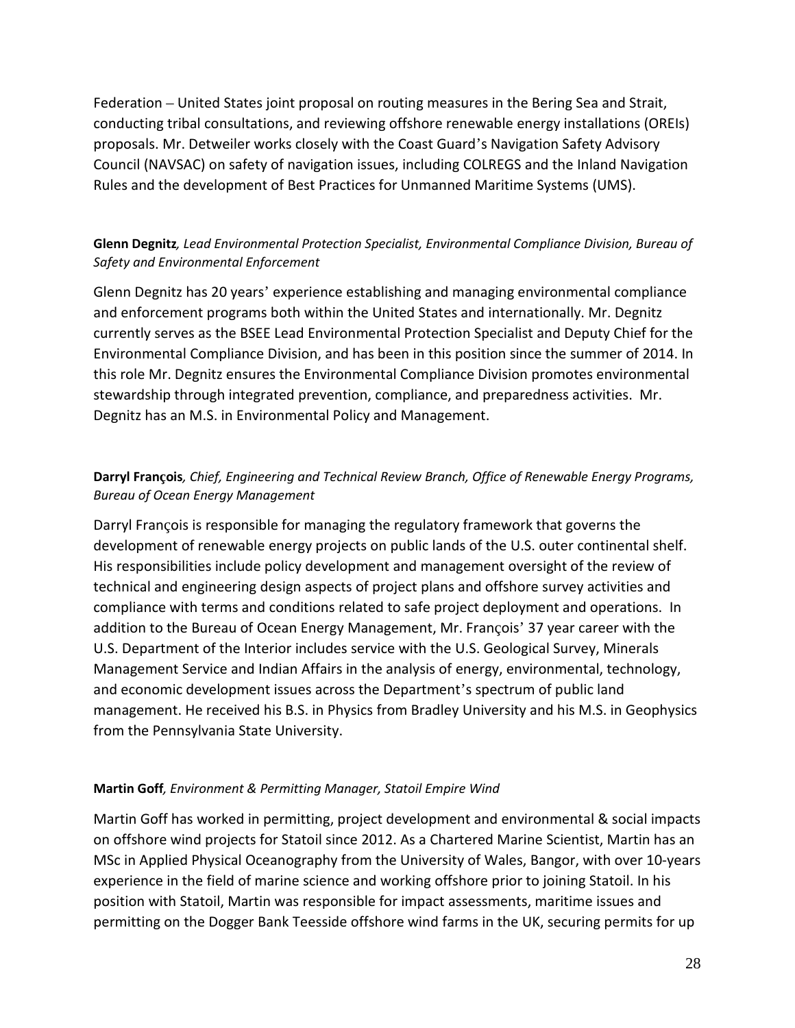Federation – United States joint proposal on routing measures in the Bering Sea and Strait, conducting tribal consultations, and reviewing offshore renewable energy installations (OREIs) proposals. Mr. Detweiler works closely with the Coast Guard's Navigation Safety Advisory Council (NAVSAC) on safety of navigation issues, including COLREGS and the Inland Navigation Rules and the development of Best Practices for Unmanned Maritime Systems (UMS).

**Glenn Degnitz***, Lead Environmental Protection Specialist, Environmental Compliance Division, Bureau of Safety and Environmental Enforcement*

Glenn Degnitz has 20 years' experience establishing and managing environmental compliance and enforcement programs both within the United States and internationally. Mr. Degnitz currently serves as the BSEE Lead Environmental Protection Specialist and Deputy Chief for the Environmental Compliance Division, and has been in this position since the summer of 2014. In this role Mr. Degnitz ensures the Environmental Compliance Division promotes environmental stewardship through integrated prevention, compliance, and preparedness activities. Mr. Degnitz has an M.S. in Environmental Policy and Management.

**Darryl François***, Chief, Engineering and Technical Review Branch, Office of Renewable Energy Programs, Bureau of Ocean Energy Management*

Darryl François is responsible for managing the regulatory framework that governs the development of renewable energy projects on public lands of the U.S. outer continental shelf. His responsibilities include policy development and management oversight of the review of technical and engineering design aspects of project plans and offshore survey activities and compliance with terms and conditions related to safe project deployment and operations. In addition to the Bureau of Ocean Energy Management, Mr. François' 37 year career with the U.S. Department of the Interior includes service with the U.S. Geological Survey, Minerals Management Service and Indian Affairs in the analysis of energy, environmental, technology, and economic development issues across the Department's spectrum of public land management. He received his B.S. in Physics from Bradley University and his M.S. in Geophysics from the Pennsylvania State University.

**Martin Goff***, Environment & Permitting Manager, Statoil Empire Wind*

Martin Goff has worked in permitting, project development and environmental & social impacts on offshore wind projects for Statoil since 2012. As a Chartered Marine Scientist, Martin has an MSc in Applied Physical Oceanography from the University of Wales, Bangor, with over 10-years experience in the field of marine science and working offshore prior to joining Statoil. In his position with Statoil, Martin was responsible for impact assessments, maritime issues and permitting on the Dogger Bank Teesside offshore wind farms in the UK, securing permits for up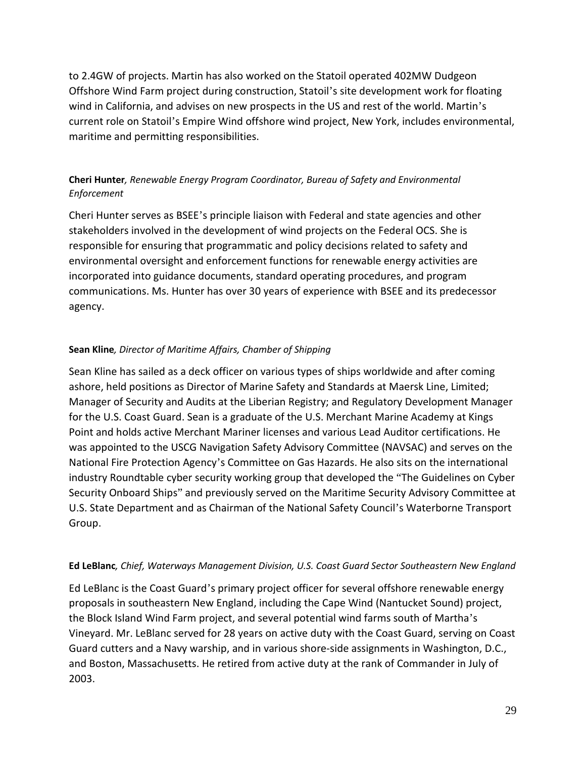to 2.4GW of projects. Martin has also worked on the Statoil operated 402MW Dudgeon Offshore Wind Farm project during construction, Statoil's site development work for floating wind in California, and advises on new prospects in the US and rest of the world. Martin's current role on Statoil's Empire Wind offshore wind project, New York, includes environmental, maritime and permitting responsibilities.

**Cheri Hunter***, Renewable Energy Program Coordinator, Bureau of Safety and Environmental Enforcement*

Cheri Hunter serves as BSEE's principle liaison with Federal and state agencies and other stakeholders involved in the development of wind projects on the Federal OCS. She is responsible for ensuring that programmatic and policy decisions related to safety and environmental oversight and enforcement functions for renewable energy activities are incorporated into guidance documents, standard operating procedures, and program communications. Ms. Hunter has over 30 years of experience with BSEE and its predecessor agency.

**Sean Kline***, Director of Maritime Affairs, Chamber of Shipping*

Sean Kline has sailed as a deck officer on various types of ships worldwide and after coming ashore, held positions as Director of Marine Safety and Standards at Maersk Line, Limited; Manager of Security and Audits at the Liberian Registry; and Regulatory Development Manager for the U.S. Coast Guard. Sean is a graduate of the U.S. Merchant Marine Academy at Kings Point and holds active Merchant Mariner licenses and various Lead Auditor certifications. He was appointed to the USCG Navigation Safety Advisory Committee (NAVSAC) and serves on the National Fire Protection Agency's Committee on Gas Hazards. He also sits on the international industry Roundtable cyber security working group that developed the "The Guidelines on Cyber Security Onboard Ships" and previously served on the Maritime Security Advisory Committee at U.S. State Department and as Chairman of the National Safety Council's Waterborne Transport Group.

**Ed LeBlanc***, Chief, Waterways Management Division, U.S. Coast Guard Sector Southeastern New England*

Ed LeBlanc is the Coast Guard's primary project officer for several offshore renewable energy proposals in southeastern New England, including the Cape Wind (Nantucket Sound) project, the Block Island Wind Farm project, and several potential wind farms south of Martha's Vineyard. Mr. LeBlanc served for 28 years on active duty with the Coast Guard, serving on Coast Guard cutters and a Navy warship, and in various shore-side assignments in Washington, D.C., and Boston, Massachusetts. He retired from active duty at the rank of Commander in July of 2003.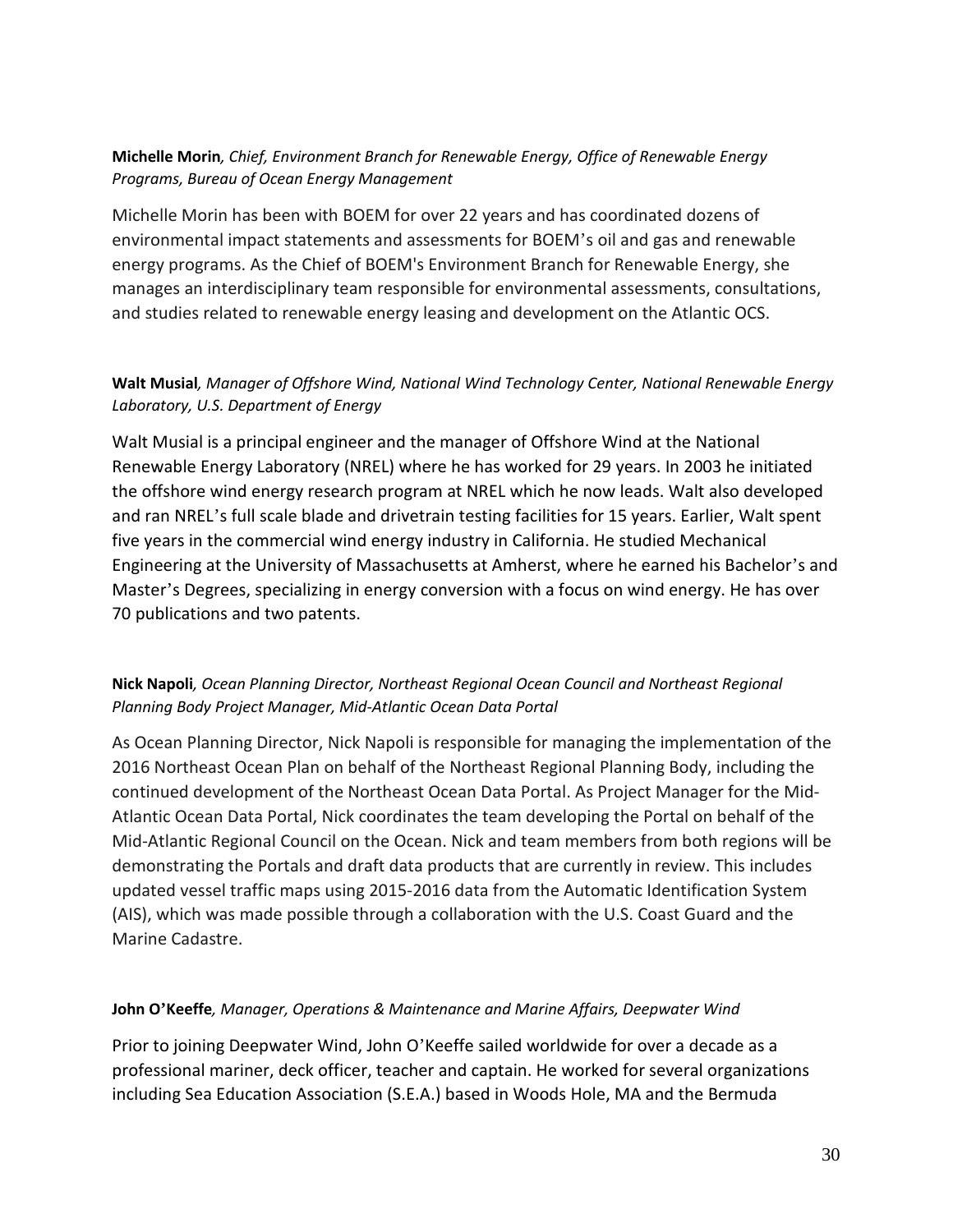**Michelle Morin***, Chief, Environment Branch for Renewable Energy, Office of Renewable Energy Programs, Bureau of Ocean Energy Management*

Michelle Morin has been with BOEM for over 22 years and has coordinated dozens of environmental impact statements and assessments for BOEM's oil and gas and renewable energy programs. As the Chief of BOEM's Environment Branch for Renewable Energy, she manages an interdisciplinary team responsible for environmental assessments, consultations, and studies related to renewable energy leasing and development on the Atlantic OCS.

**Walt Musial***, Manager of Offshore Wind, National Wind Technology Center, National Renewable Energy Laboratory, U.S. Department of Energy*

Walt Musial is a principal engineer and the manager of Offshore Wind at the National Renewable Energy Laboratory (NREL) where he has worked for 29 years. In 2003 he initiated the offshore wind energy research program at NREL which he now leads. Walt also developed and ran NREL's full scale blade and drivetrain testing facilities for 15 years. Earlier, Walt spent five years in the commercial wind energy industry in California. He studied Mechanical Engineering at the University of Massachusetts at Amherst, where he earned his Bachelor's and Master's Degrees, specializing in energy conversion with a focus on wind energy. He has over 70 publications and two patents.

**Nick Napoli***, Ocean Planning Director, Northeast Regional Ocean Council and Northeast Regional Planning Body Project Manager, Mid-Atlantic Ocean Data Portal*

As Ocean Planning Director, Nick Napoli is responsible for managing the implementation of the 2016 Northeast Ocean Plan on behalf of the Northeast Regional Planning Body, including the continued development of the Northeast Ocean Data Portal. As Project Manager for the Mid-Atlantic Ocean Data Portal, Nick coordinates the team developing the Portal on behalf of the Mid-Atlantic Regional Council on the Ocean. Nick and team members from both regions will be demonstrating the Portals and draft data products that are currently in review. This includes updated vessel traffic maps using 2015-2016 data from the Automatic Identification System (AIS), which was made possible through a collaboration with the U.S. Coast Guard and the Marine Cadastre.

**John O'Keeffe***, Manager, Operations & Maintenance and Marine Affairs, Deepwater Wind*

Prior to joining Deepwater Wind, John O'Keeffe sailed worldwide for over a decade as a professional mariner, deck officer, teacher and captain. He worked for several organizations including Sea Education Association (S.E.A.) based in Woods Hole, MA and the Bermuda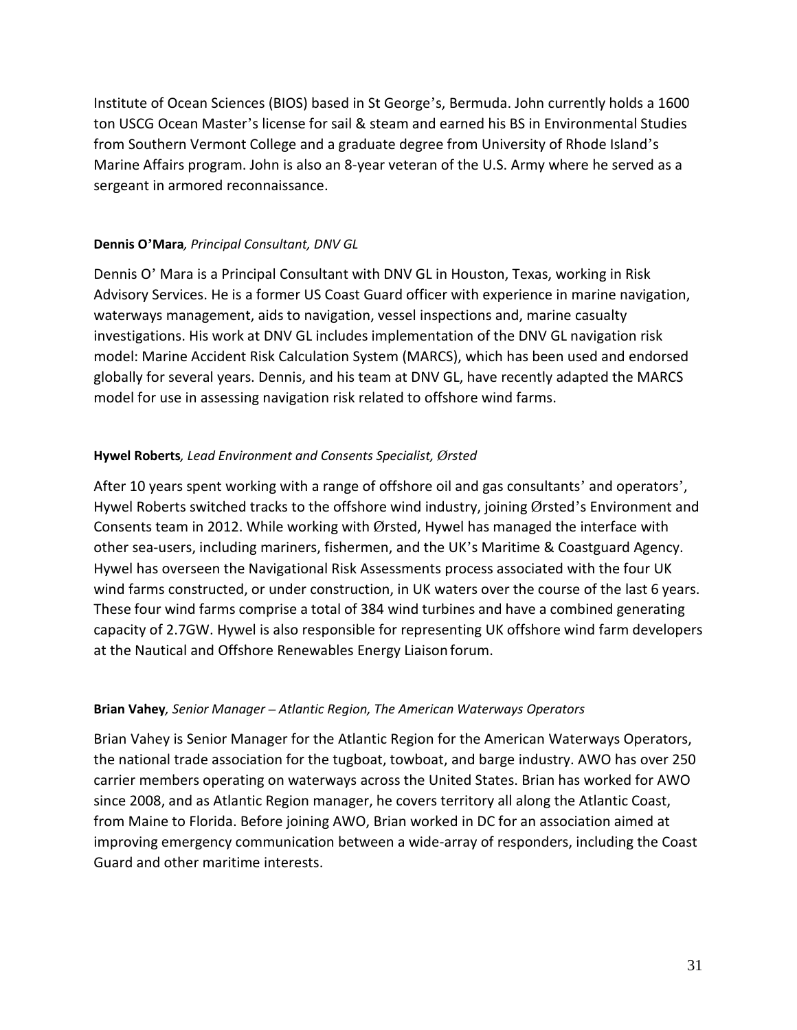Institute of Ocean Sciences (BIOS) based in St George's, Bermuda. John currently holds a 1600 ton USCG Ocean Master's license for sail & steam and earned his BS in Environmental Studies from Southern Vermont College and a graduate degree from University of Rhode Island's Marine Affairs program. John is also an 8-year veteran of the U.S. Army where he served as a sergeant in armored reconnaissance.

**Dennis O'Mara***, Principal Consultant, DNV GL*

Dennis O' Mara is a Principal Consultant with DNV GL in Houston, Texas, working in Risk Advisory Services. He is a former US Coast Guard officer with experience in marine navigation, waterways management, aids to navigation, vessel inspections and, marine casualty investigations. His work at DNV GL includes implementation of the DNV GL navigation risk model: Marine Accident Risk Calculation System (MARCS), which has been used and endorsed globally for several years. Dennis, and his team at DNV GL, have recently adapted the MARCS model for use in assessing navigation risk related to offshore wind farms.

**Hywel Roberts***, Lead Environment and Consents Specialist, Ørsted*

After 10 years spent working with a range of offshore oil and gas consultants' and operators', Hywel Roberts switched tracks to the offshore wind industry, joining Ørsted's Environment and Consents team in 2012. While working with Ørsted, Hywel has managed the interface with other sea-users, including mariners, fishermen, and the UK's Maritime & Coastguard Agency. Hywel has overseen the Navigational Risk Assessments process associated with the four UK wind farms constructed, or under construction, in UK waters over the course of the last 6 years. These four wind farms comprise a total of 384 wind turbines and have a combined generating capacity of 2.7GW. Hywel is also responsible for representing UK offshore wind farm developers at the Nautical and Offshore Renewables Energy Liaison forum.

**Brian Vahey***, Senior Manager – Atlantic Region, The American Waterways Operators*

Brian Vahey is Senior Manager for the Atlantic Region for the American Waterways Operators, the national trade association for the tugboat, towboat, and barge industry. AWO has over 250 carrier members operating on waterways across the United States. Brian has worked for AWO since 2008, and as Atlantic Region manager, he covers territory all along the Atlantic Coast, from Maine to Florida. Before joining AWO, Brian worked in DC for an association aimed at improving emergency communication between a wide-array of responders, including the Coast Guard and other maritime interests.